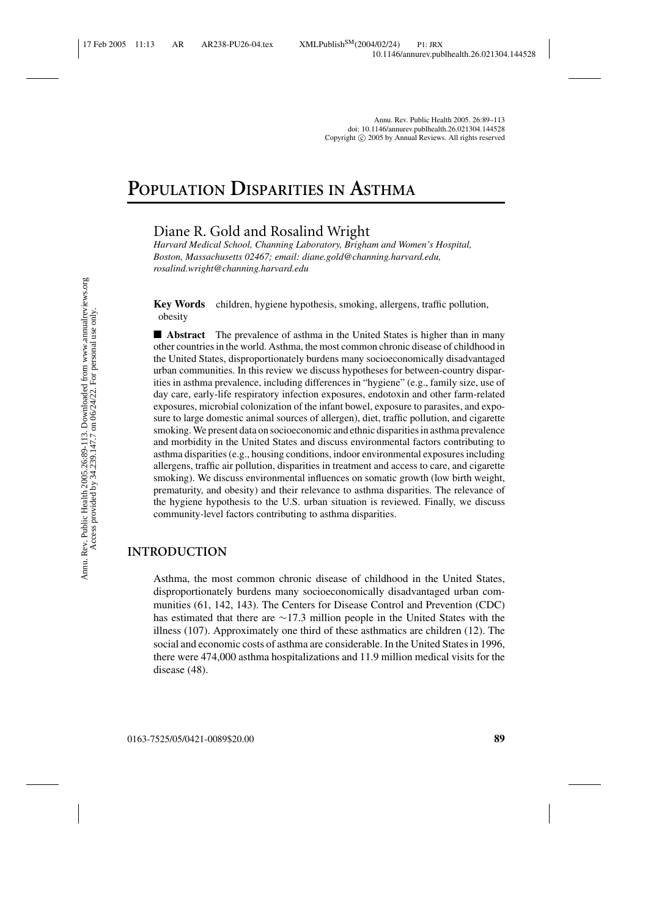# Population Disparities in Asthma

Diane R. Gold and Rosalind Wright

*Harvard Medical School, Channing Laboratory, Brigham and Women's Hospital, Boston, Massachusetts 02467; email: diane.gold@channing.harvard.edu, rosalind.wright@channing.harvard.edu*

**Key Words** children, hygiene hypothesis, smoking, allergens, traffic pollution, obesity

■ **Abstract** The prevalence of asthma in the United States is higher than in many other countries in the world. Asthma, the most common chronic disease of childhood in the United States, disproportionately burdens many socioeconomically disadvantaged urban communities. In this review we discuss hypotheses for between-country disparities in asthma prevalence, including differences in "hygiene" (e.g., family size, use of day care, early-life respiratory infection exposures, endotoxin and other farm-related exposures, microbial colonization of the infant bowel, exposure to parasites, and exposure to large domestic animal sources of allergen), diet, traffic pollution, and cigarette smoking. We present data on socioeconomic and ethnic disparities in asthma prevalence and morbidity in the United States and discuss environmental factors contributing to asthma disparities (e.g., housing conditions, indoor environmental exposures including allergens, traffic air pollution, disparities in treatment and access to care, and cigarette smoking). We discuss environmental influences on somatic growth (low birth weight, prematurity, and obesity) and their relevance to asthma disparities. The relevance of the hygiene hypothesis to the U.S. urban situation is reviewed. Finally, we discuss community-level factors contributing to asthma disparities.

## INTRODUCTION

Asthma, the most common chronic disease of childhood in the United States, disproportionately burdens many socioeconomically disadvantaged urban communities (61, 142, 143). The Centers for Disease Control and Prevention (CDC) has estimated that there are ~17.3 million people in the United States with the illness (107). Approximately one third of these asthmatics are children (12). The social and economic costs of asthma are considerable. In the United States in 1996, there were 474,000 asthma hospitalizations and 11.9 million medical visits for the disease (48).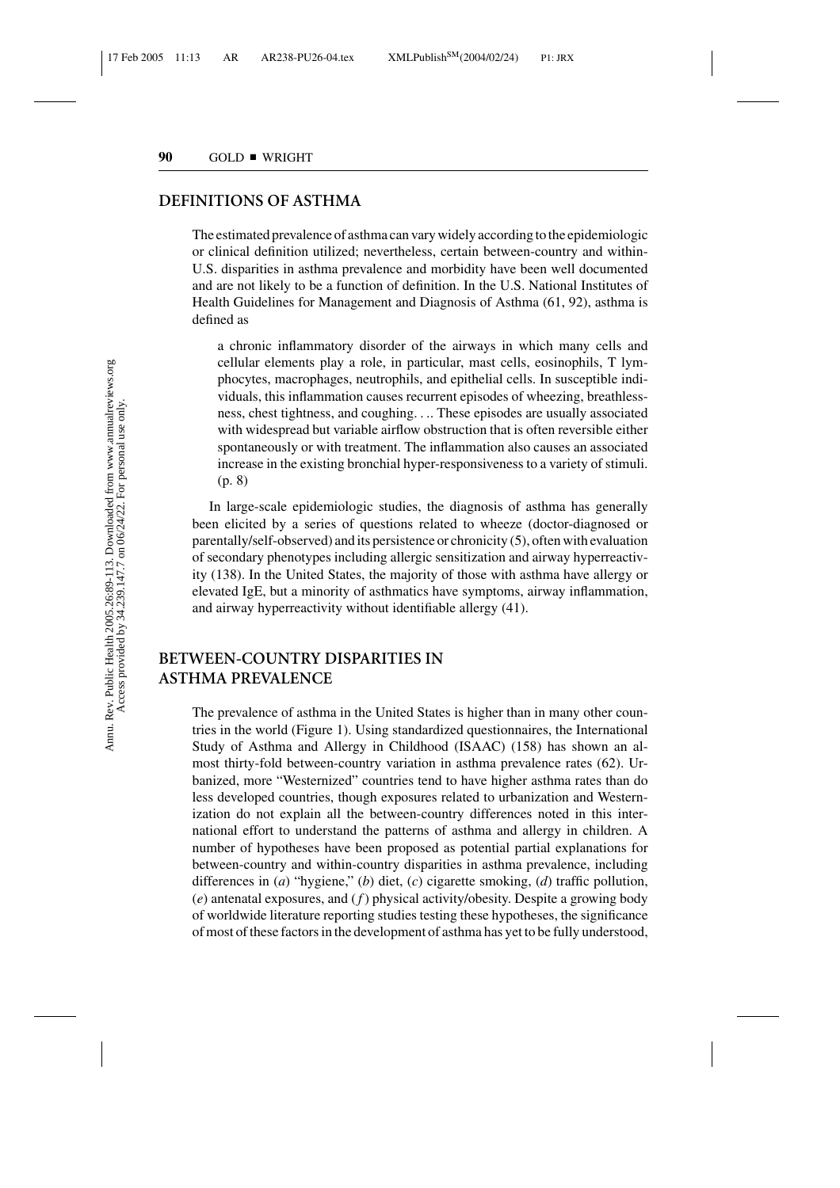## DEFINITIONS OF ASTHMA

The estimated prevalence of asthma can vary widely according to the epidemiologic or clinical definition utilized; nevertheless, certain between-country and within-U.S. disparities in asthma prevalence and morbidity have been well documented and are not likely to be a function of definition. In the U.S. National Institutes of Health Guidelines for Management and Diagnosis of Asthma (61, 92), asthma is defined as

> a chronic inflammatory disorder of the airways in which many cells and cellular elements play a role, in particular, mast cells, eosinophils, T lymphocytes, macrophages, neutrophils, and epithelial cells. In susceptible individuals, this inflammation causes recurrent episodes of wheezing, breathlessness, chest tightness, and coughing. . .. These episodes are usually associated with widespread but variable airflow obstruction that is often reversible either spontaneously or with treatment. The inflammation also causes an associated increase in the existing bronchial hyper-responsiveness to a variety of stimuli. (p. 8)

In large-scale epidemiologic studies, the diagnosis of asthma has generally been elicited by a series of questions related to wheeze (doctor-diagnosed or parentally/self-observed) and its persistence or chronicity (5), often with evaluation of secondary phenotypes including allergic sensitization and airway hyperreactivity (138). In the United States, the majority of those with asthma have allergy or elevated IgE, but a minority of asthmatics have symptoms, airway inflammation, and airway hyperreactivity without identifiable allergy (41).

## BETWEEN-COUNTRY DISPARITIES IN ASTHMA PREVALENCE

The prevalence of asthma in the United States is higher than in many other countries in the world (Figure 1). Using standardized questionnaires, the International Study of Asthma and Allergy in Childhood (ISAAC) (158) has shown an almost thirty-fold between-country variation in asthma prevalence rates (62). Urbanized, more "Westernized" countries tend to have higher asthma rates than do less developed countries, though exposures related to urbanization and Westernization do not explain all the between-country differences noted in this international effort to understand the patterns of asthma and allergy in children. A number of hypotheses have been proposed as potential partial explanations for between-country and within-country disparities in asthma prevalence, including differences in (*a*) "hygiene," (*b*) diet, (*c*) cigarette smoking, (*d*) traffic pollution, (*e*) antenatal exposures, and (*f*) physical activity/obesity. Despite a growing body of worldwide literature reporting studies testing these hypotheses, the significance of most of these factors in the development of asthma has yet to be fully understood,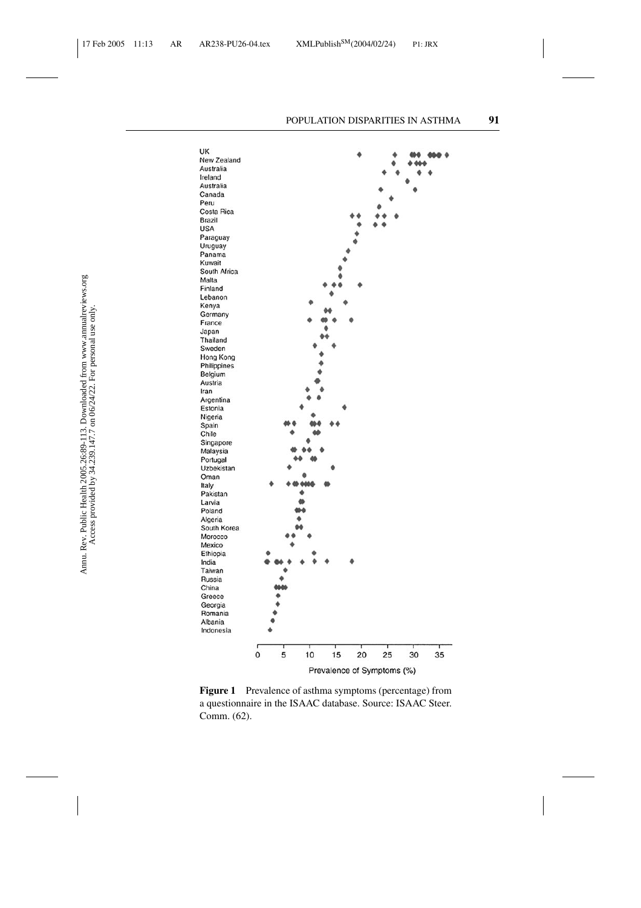UK
New Zealand
Australia
Ireland
Australia
Canada
Peru
Costa Rica
Brazil
USA
Paraguay
Uruguay
Panama
Kuwait
South Africa
Malta
Finland
Lebanon
Kenya
Germany
France
Japan
Thailand
Sweden
Hong Kong
Philippines
Belgium
Austria
Iran
Argentina
Estonia
Nigeria
Spain
Chile
Singapore
Malaysia
Portugal
Uzbekistan
Oman
Italy
Pakistan
Larvia
Poland
Algeria
South Korea
Morocco
Mexico
Ethiopia
India
Taiwan
Russia
China
Greece
Georgia
Romania
Albania
Indonesia

0 5 10 15 20 25 30 35

Prevalence of Symptoms (%)

**Figure 1** Prevalence of asthma symptoms (percentage) from a questionnaire in the ISAAC database. Source: ISAAC Steer. Comm. (62).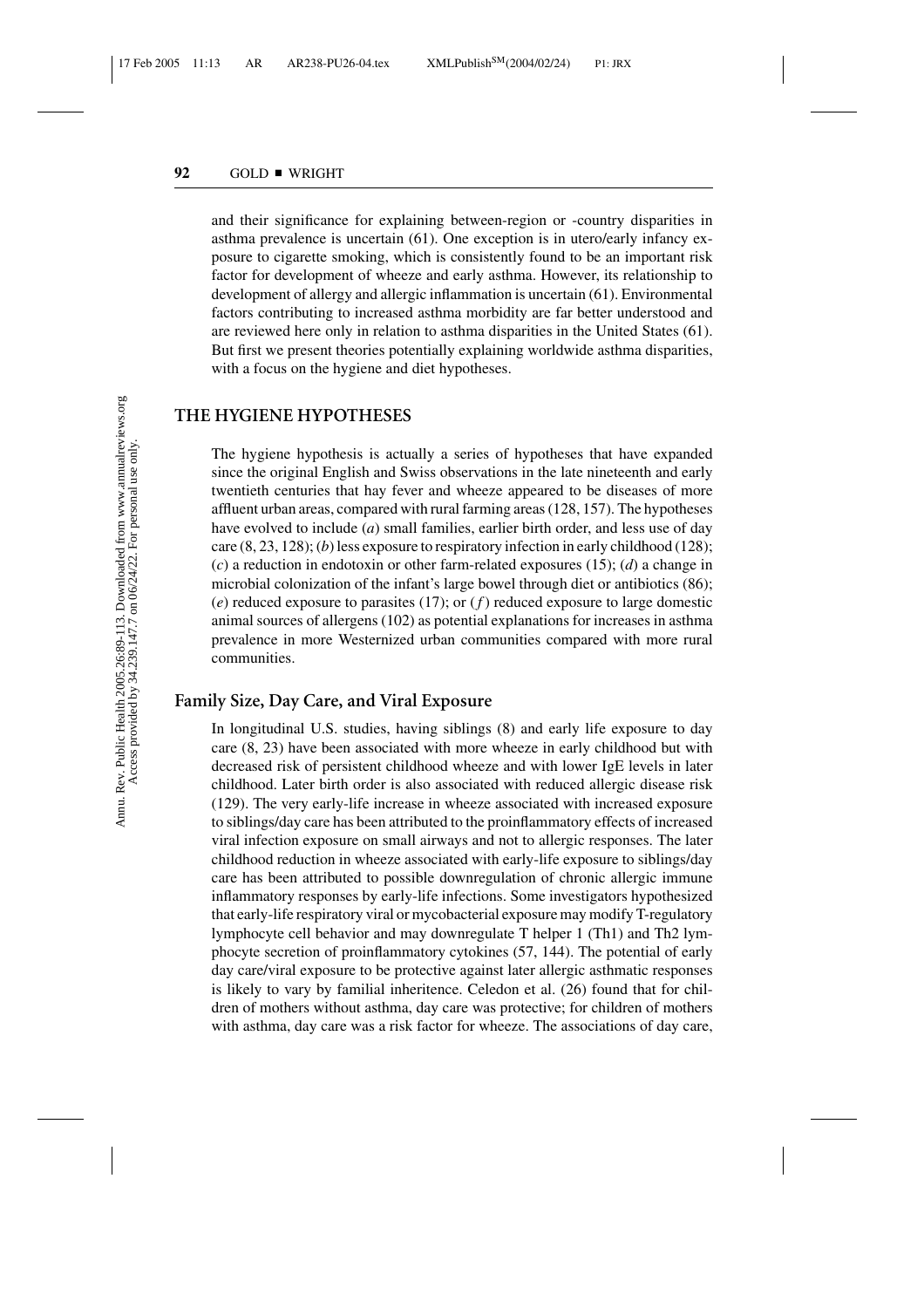and their significance for explaining between-region or -country disparities in asthma prevalence is uncertain (61). One exception is in utero/early infancy exposure to cigarette smoking, which is consistently found to be an important risk factor for development of wheeze and early asthma. However, its relationship to development of allergy and allergic inflammation is uncertain (61). Environmental factors contributing to increased asthma morbidity are far better understood and are reviewed here only in relation to asthma disparities in the United States (61). But first we present theories potentially explaining worldwide asthma disparities, with a focus on the hygiene and diet hypotheses.

## THE HYGIENE HYPOTHESES

The hygiene hypothesis is actually a series of hypotheses that have expanded since the original English and Swiss observations in the late nineteenth and early twentieth centuries that hay fever and wheeze appeared to be diseases of more affluent urban areas, compared with rural farming areas (128, 157). The hypotheses have evolved to include (*a*) small families, earlier birth order, and less use of day care (8, 23, 128); (*b*) less exposure to respiratory infection in early childhood (128); (*c*) a reduction in endotoxin or other farm-related exposures (15); (*d*) a change in microbial colonization of the infant's large bowel through diet or antibiotics (86); (*e*) reduced exposure to parasites (17); or (*f*) reduced exposure to large domestic animal sources of allergens (102) as potential explanations for increases in asthma prevalence in more Westernized urban communities compared with more rural communities.

### Family Size, Day Care, and Viral Exposure

In longitudinal U.S. studies, having siblings (8) and early life exposure to day care (8, 23) have been associated with more wheeze in early childhood but with decreased risk of persistent childhood wheeze and with lower IgE levels in later childhood. Later birth order is also associated with reduced allergic disease risk (129). The very early-life increase in wheeze associated with increased exposure to siblings/day care has been attributed to the proinflammatory effects of increased viral infection exposure on small airways and not to allergic responses. The later childhood reduction in wheeze associated with early-life exposure to siblings/day care has been attributed to possible downregulation of chronic allergic immune inflammatory responses by early-life infections. Some investigators hypothesized that early-life respiratory viral or mycobacterial exposure may modify T-regulatory lymphocyte cell behavior and may downregulate T helper 1 (Th1) and Th2 lymphocyte secretion of proinflammatory cytokines (57, 144). The potential of early day care/viral exposure to be protective against later allergic asthmatic responses is likely to vary by familial inheritence. Celedon et al. (26) found that for children of mothers without asthma, day care was protective; for children of mothers with asthma, day care was a risk factor for wheeze. The associations of day care,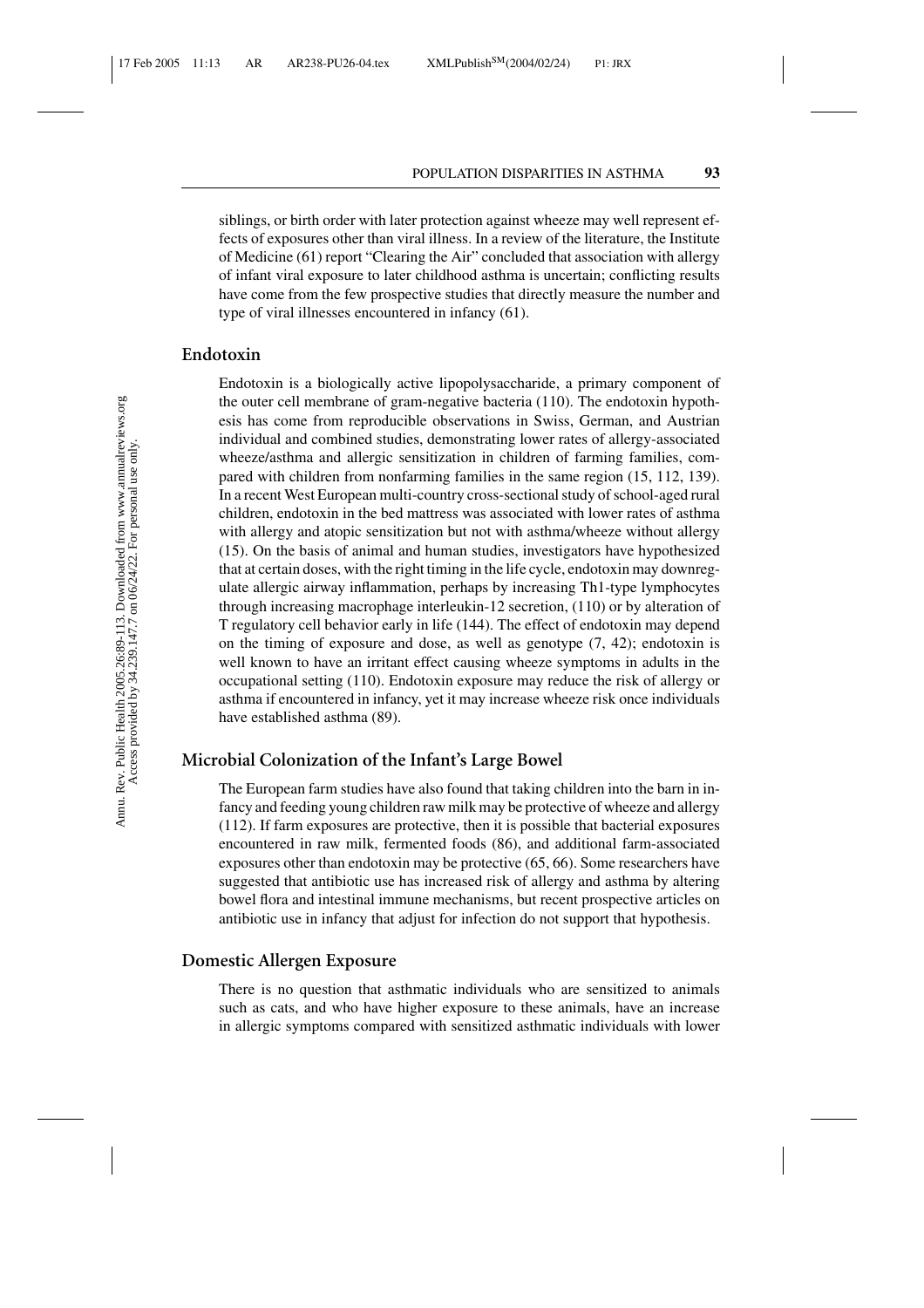siblings, or birth order with later protection against wheeze may well represent effects of exposures other than viral illness. In a review of the literature, the Institute of Medicine (61) report "Clearing the Air" concluded that association with allergy of infant viral exposure to later childhood asthma is uncertain; conflicting results have come from the few prospective studies that directly measure the number and type of viral illnesses encountered in infancy (61).

## Endotoxin

Endotoxin is a biologically active lipopolysaccharide, a primary component of the outer cell membrane of gram-negative bacteria (110). The endotoxin hypothesis has come from reproducible observations in Swiss, German, and Austrian individual and combined studies, demonstrating lower rates of allergy-associated wheeze/asthma and allergic sensitization in children of farming families, compared with children from nonfarming families in the same region (15, 112, 139). In a recent West European multi-country cross-sectional study of school-aged rural children, endotoxin in the bed mattress was associated with lower rates of asthma with allergy and atopic sensitization but not with asthma/wheeze without allergy (15). On the basis of animal and human studies, investigators have hypothesized that at certain doses, with the right timing in the life cycle, endotoxin may downregulate allergic airway inflammation, perhaps by increasing Th1-type lymphocytes through increasing macrophage interleukin-12 secretion, (110) or by alteration of T regulatory cell behavior early in life (144). The effect of endotoxin may depend on the timing of exposure and dose, as well as genotype (7, 42); endotoxin is well known to have an irritant effect causing wheeze symptoms in adults in the occupational setting (110). Endotoxin exposure may reduce the risk of allergy or asthma if encountered in infancy, yet it may increase wheeze risk once individuals have established asthma (89).

## Microbial Colonization of the Infant's Large Bowel

The European farm studies have also found that taking children into the barn in infancy and feeding young children raw milk may be protective of wheeze and allergy (112). If farm exposures are protective, then it is possible that bacterial exposures encountered in raw milk, fermented foods (86), and additional farm-associated exposures other than endotoxin may be protective (65, 66). Some researchers have suggested that antibiotic use has increased risk of allergy and asthma by altering bowel flora and intestinal immune mechanisms, but recent prospective articles on antibiotic use in infancy that adjust for infection do not support that hypothesis.

## Domestic Allergen Exposure

There is no question that asthmatic individuals who are sensitized to animals such as cats, and who have higher exposure to these animals, have an increase in allergic symptoms compared with sensitized asthmatic individuals with lower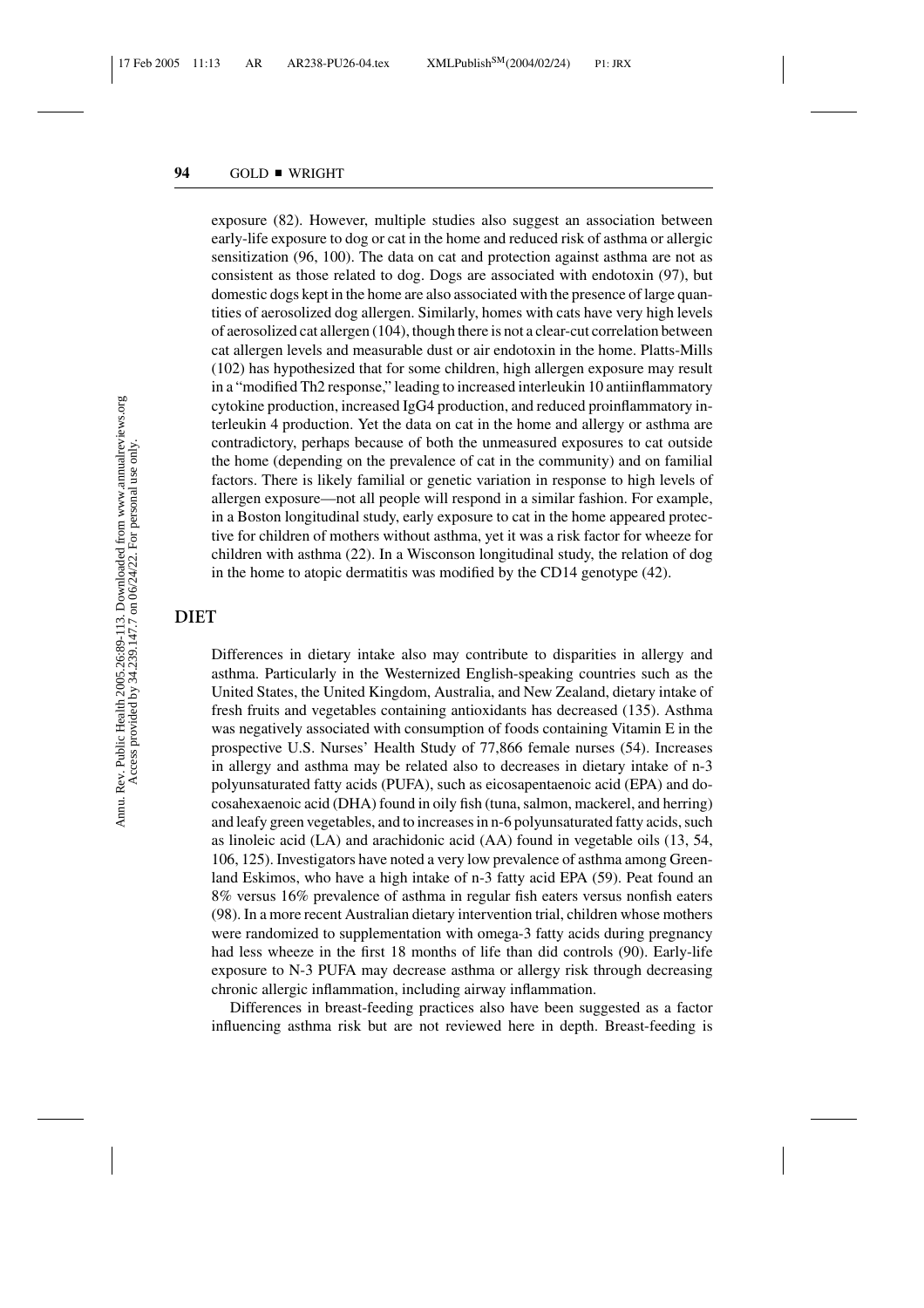exposure (82). However, multiple studies also suggest an association between early-life exposure to dog or cat in the home and reduced risk of asthma or allergic sensitization (96, 100). The data on cat and protection against asthma are not as consistent as those related to dog. Dogs are associated with endotoxin (97), but domestic dogs kept in the home are also associated with the presence of large quantities of aerosolized dog allergen. Similarly, homes with cats have very high levels of aerosolized cat allergen (104), though there is not a clear-cut correlation between cat allergen levels and measurable dust or air endotoxin in the home. Platts-Mills (102) has hypothesized that for some children, high allergen exposure may result in a "modified Th2 response," leading to increased interleukin 10 antiinflammatory cytokine production, increased IgG4 production, and reduced proinflammatory interleukin 4 production. Yet the data on cat in the home and allergy or asthma are contradictory, perhaps because of both the unmeasured exposures to cat outside the home (depending on the prevalence of cat in the community) and on familial factors. There is likely familial or genetic variation in response to high levels of allergen exposure—not all people will respond in a similar fashion. For example, in a Boston longitudinal study, early exposure to cat in the home appeared protective for children of mothers without asthma, yet it was a risk factor for wheeze for children with asthma (22). In a Wisconson longitudinal study, the relation of dog in the home to atopic dermatitis was modified by the CD14 genotype (42).

## DIET

Differences in dietary intake also may contribute to disparities in allergy and asthma. Particularly in the Westernized English-speaking countries such as the United States, the United Kingdom, Australia, and New Zealand, dietary intake of fresh fruits and vegetables containing antioxidants has decreased (135). Asthma was negatively associated with consumption of foods containing Vitamin E in the prospective U.S. Nurses' Health Study of 77,866 female nurses (54). Increases in allergy and asthma may be related also to decreases in dietary intake of n-3 polyunsaturated fatty acids (PUFA), such as eicosapentaenoic acid (EPA) and docosahexaenoic acid (DHA) found in oily fish (tuna, salmon, mackerel, and herring) and leafy green vegetables, and to increases in n-6 polyunsaturated fatty acids, such as linoleic acid (LA) and arachidonic acid (AA) found in vegetable oils (13, 54, 106, 125). Investigators have noted a very low prevalence of asthma among Greenland Eskimos, who have a high intake of n-3 fatty acid EPA (59). Peat found an 8% versus 16% prevalence of asthma in regular fish eaters versus nonfish eaters (98). In a more recent Australian dietary intervention trial, children whose mothers were randomized to supplementation with omega-3 fatty acids during pregnancy had less wheeze in the first 18 months of life than did controls (90). Early-life exposure to N-3 PUFA may decrease asthma or allergy risk through decreasing chronic allergic inflammation, including airway inflammation.

Differences in breast-feeding practices also have been suggested as a factor influencing asthma risk but are not reviewed here in depth. Breast-feeding is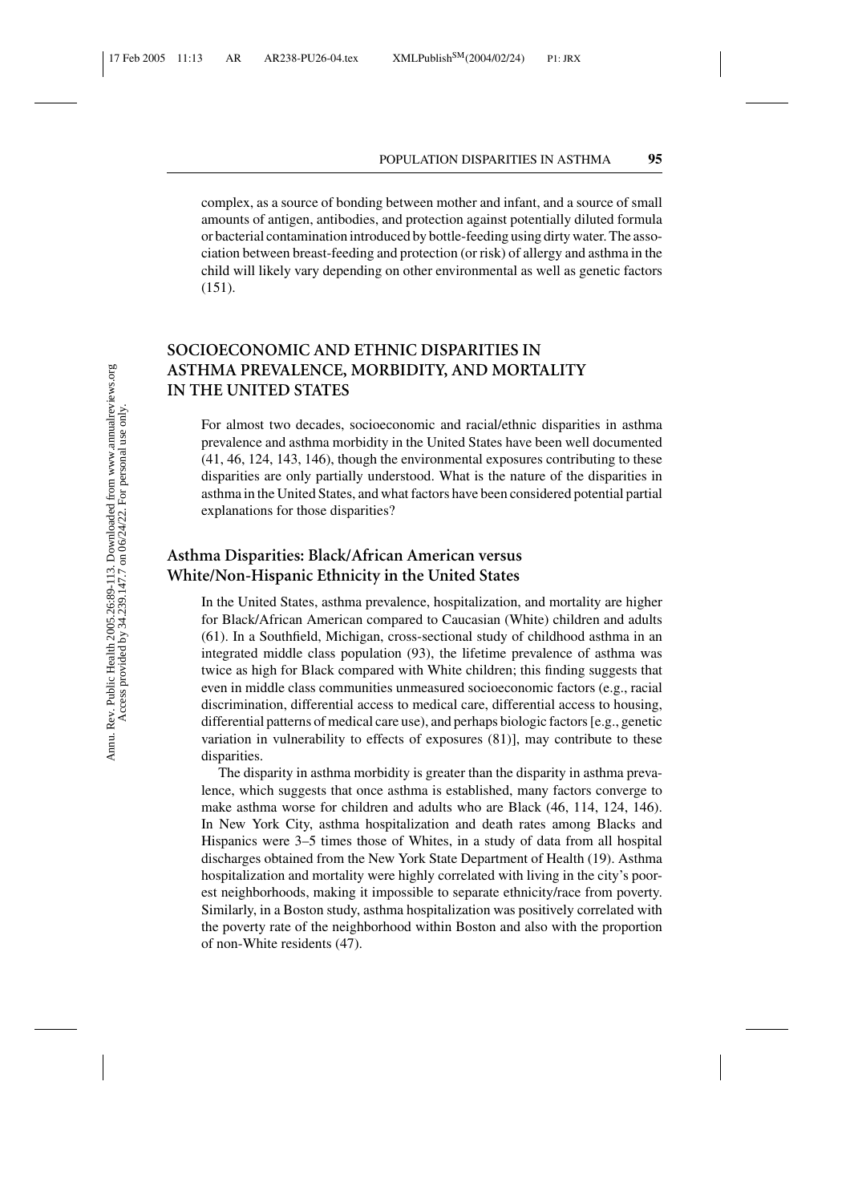complex, as a source of bonding between mother and infant, and a source of small amounts of antigen, antibodies, and protection against potentially diluted formula or bacterial contamination introduced by bottle-feeding using dirty water. The association between breast-feeding and protection (or risk) of allergy and asthma in the child will likely vary depending on other environmental as well as genetic factors (151).

## SOCIOECONOMIC AND ETHNIC DISPARITIES IN ASTHMA PREVALENCE, MORBIDITY, AND MORTALITY IN THE UNITED STATES

For almost two decades, socioeconomic and racial/ethnic disparities in asthma prevalence and asthma morbidity in the United States have been well documented (41, 46, 124, 143, 146), though the environmental exposures contributing to these disparities are only partially understood. What is the nature of the disparities in asthma in the United States, and what factors have been considered potential partial explanations for those disparities?

### Asthma Disparities: Black/African American versus White/Non-Hispanic Ethnicity in the United States

In the United States, asthma prevalence, hospitalization, and mortality are higher for Black/African American compared to Caucasian (White) children and adults (61). In a Southfield, Michigan, cross-sectional study of childhood asthma in an integrated middle class population (93), the lifetime prevalence of asthma was twice as high for Black compared with White children; this finding suggests that even in middle class communities unmeasured socioeconomic factors (e.g., racial discrimination, differential access to medical care, differential access to housing, differential patterns of medical care use), and perhaps biologic factors [e.g., genetic variation in vulnerability to effects of exposures (81)], may contribute to these disparities.

The disparity in asthma morbidity is greater than the disparity in asthma prevalence, which suggests that once asthma is established, many factors converge to make asthma worse for children and adults who are Black (46, 114, 124, 146). In New York City, asthma hospitalization and death rates among Blacks and Hispanics were 3–5 times those of Whites, in a study of data from all hospital discharges obtained from the New York State Department of Health (19). Asthma hospitalization and mortality were highly correlated with living in the city's poorest neighborhoods, making it impossible to separate ethnicity/race from poverty. Similarly, in a Boston study, asthma hospitalization was positively correlated with the poverty rate of the neighborhood within Boston and also with the proportion of non-White residents (47).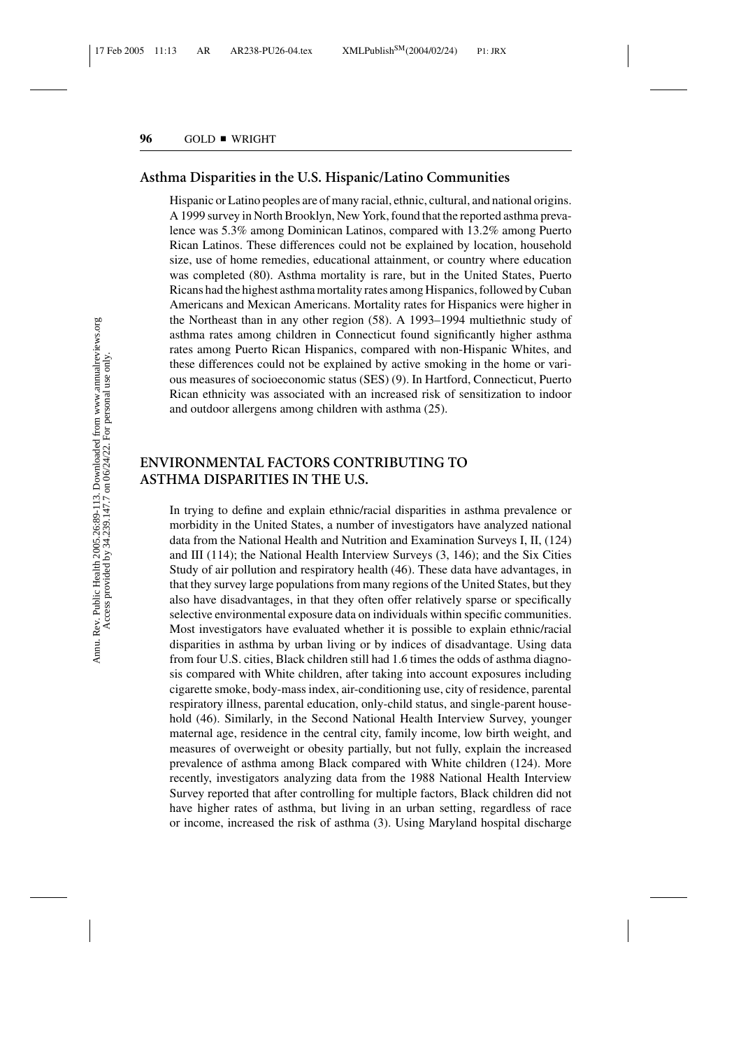## Asthma Disparities in the U.S. Hispanic/Latino Communities

Hispanic or Latino peoples are of many racial, ethnic, cultural, and national origins. A 1999 survey in North Brooklyn, New York, found that the reported asthma prevalence was 5.3% among Dominican Latinos, compared with 13.2% among Puerto Rican Latinos. These differences could not be explained by location, household size, use of home remedies, educational attainment, or country where education was completed (80). Asthma mortality is rare, but in the United States, Puerto Ricans had the highest asthma mortality rates among Hispanics, followed by Cuban Americans and Mexican Americans. Mortality rates for Hispanics were higher in the Northeast than in any other region (58). A 1993–1994 multiethnic study of asthma rates among children in Connecticut found significantly higher asthma rates among Puerto Rican Hispanics, compared with non-Hispanic Whites, and these differences could not be explained by active smoking in the home or various measures of socioeconomic status (SES) (9). In Hartford, Connecticut, Puerto Rican ethnicity was associated with an increased risk of sensitization to indoor and outdoor allergens among children with asthma (25).

# ENVIRONMENTAL FACTORS CONTRIBUTING TO ASTHMA DISPARITIES IN THE U.S.

In trying to define and explain ethnic/racial disparities in asthma prevalence or morbidity in the United States, a number of investigators have analyzed national data from the National Health and Nutrition and Examination Surveys I, II, (124) and III (114); the National Health Interview Surveys (3, 146); and the Six Cities Study of air pollution and respiratory health (46). These data have advantages, in that they survey large populations from many regions of the United States, but they also have disadvantages, in that they often offer relatively sparse or specifically selective environmental exposure data on individuals within specific communities. Most investigators have evaluated whether it is possible to explain ethnic/racial disparities in asthma by urban living or by indices of disadvantage. Using data from four U.S. cities, Black children still had 1.6 times the odds of asthma diagnosis compared with White children, after taking into account exposures including cigarette smoke, body-mass index, air-conditioning use, city of residence, parental respiratory illness, parental education, only-child status, and single-parent household (46). Similarly, in the Second National Health Interview Survey, younger maternal age, residence in the central city, family income, low birth weight, and measures of overweight or obesity partially, but not fully, explain the increased prevalence of asthma among Black compared with White children (124). More recently, investigators analyzing data from the 1988 National Health Interview Survey reported that after controlling for multiple factors, Black children did not have higher rates of asthma, but living in an urban setting, regardless of race or income, increased the risk of asthma (3). Using Maryland hospital discharge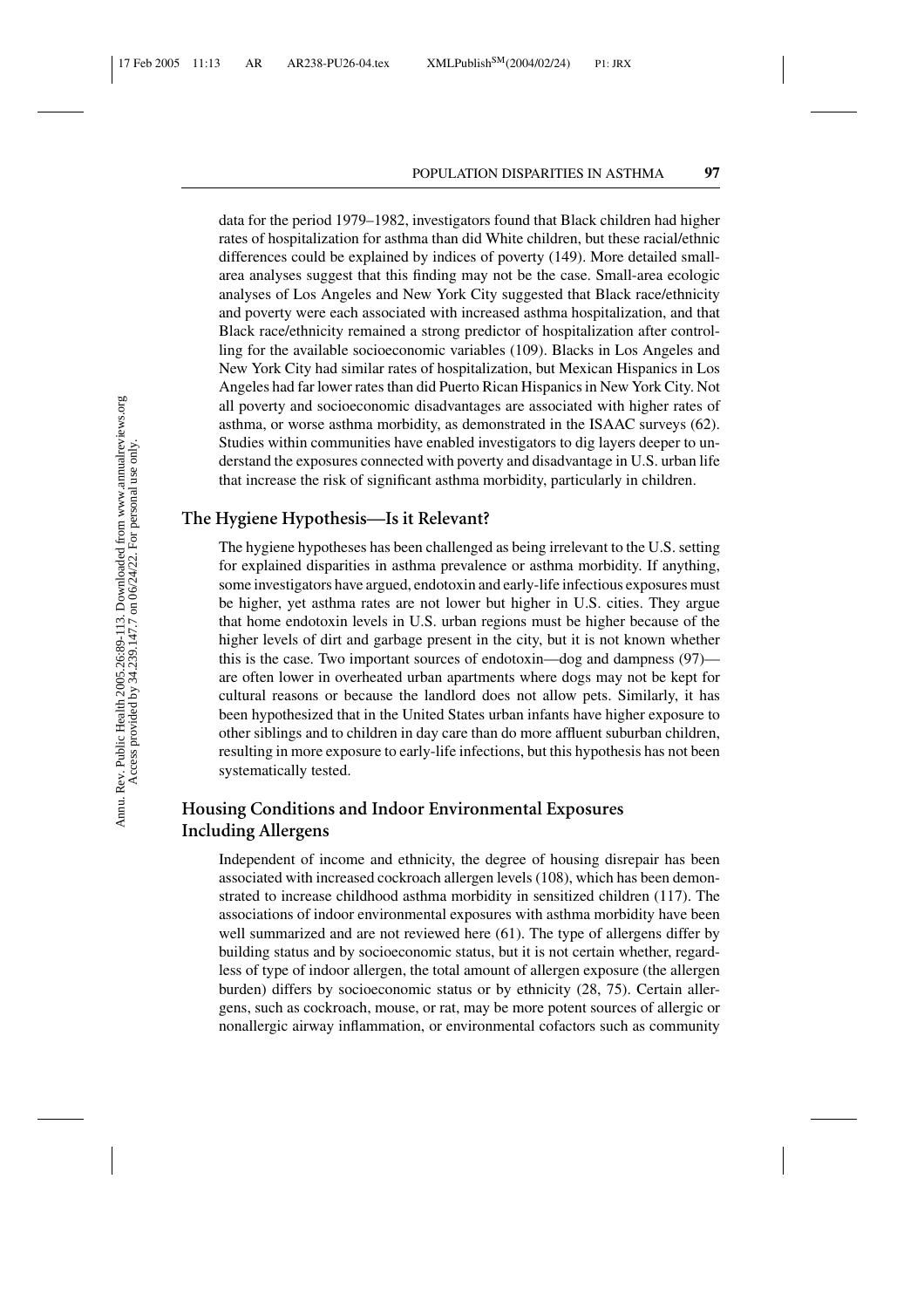data for the period 1979–1982, investigators found that Black children had higher rates of hospitalization for asthma than did White children, but these racial/ethnic differences could be explained by indices of poverty (149). More detailed small-area analyses suggest that this finding may not be the case. Small-area ecologic analyses of Los Angeles and New York City suggested that Black race/ethnicity and poverty were each associated with increased asthma hospitalization, and that Black race/ethnicity remained a strong predictor of hospitalization after controlling for the available socioeconomic variables (109). Blacks in Los Angeles and New York City had similar rates of hospitalization, but Mexican Hispanics in Los Angeles had far lower rates than did Puerto Rican Hispanics in New York City. Not all poverty and socioeconomic disadvantages are associated with higher rates of asthma, or worse asthma morbidity, as demonstrated in the ISAAC surveys (62). Studies within communities have enabled investigators to dig layers deeper to understand the exposures connected with poverty and disadvantage in U.S. urban life that increase the risk of significant asthma morbidity, particularly in children.

## The Hygiene Hypothesis—Is it Relevant?

The hygiene hypotheses has been challenged as being irrelevant to the U.S. setting for explained disparities in asthma prevalence or asthma morbidity. If anything, some investigators have argued, endotoxin and early-life infectious exposures must be higher, yet asthma rates are not lower but higher in U.S. cities. They argue that home endotoxin levels in U.S. urban regions must be higher because of the higher levels of dirt and garbage present in the city, but it is not known whether this is the case. Two important sources of endotoxin—dog and dampness (97)—are often lower in overheated urban apartments where dogs may not be kept for cultural reasons or because the landlord does not allow pets. Similarly, it has been hypothesized that in the United States urban infants have higher exposure to other siblings and to children in day care than do more affluent suburban children, resulting in more exposure to early-life infections, but this hypothesis has not been systematically tested.

## Housing Conditions and Indoor Environmental Exposures Including Allergens

Independent of income and ethnicity, the degree of housing disrepair has been associated with increased cockroach allergen levels (108), which has been demonstrated to increase childhood asthma morbidity in sensitized children (117). The associations of indoor environmental exposures with asthma morbidity have been well summarized and are not reviewed here (61). The type of allergens differ by building status and by socioeconomic status, but it is not certain whether, regardless of type of indoor allergen, the total amount of allergen exposure (the allergen burden) differs by socioeconomic status or by ethnicity (28, 75). Certain allergens, such as cockroach, mouse, or rat, may be more potent sources of allergic or nonallergic airway inflammation, or environmental cofactors such as community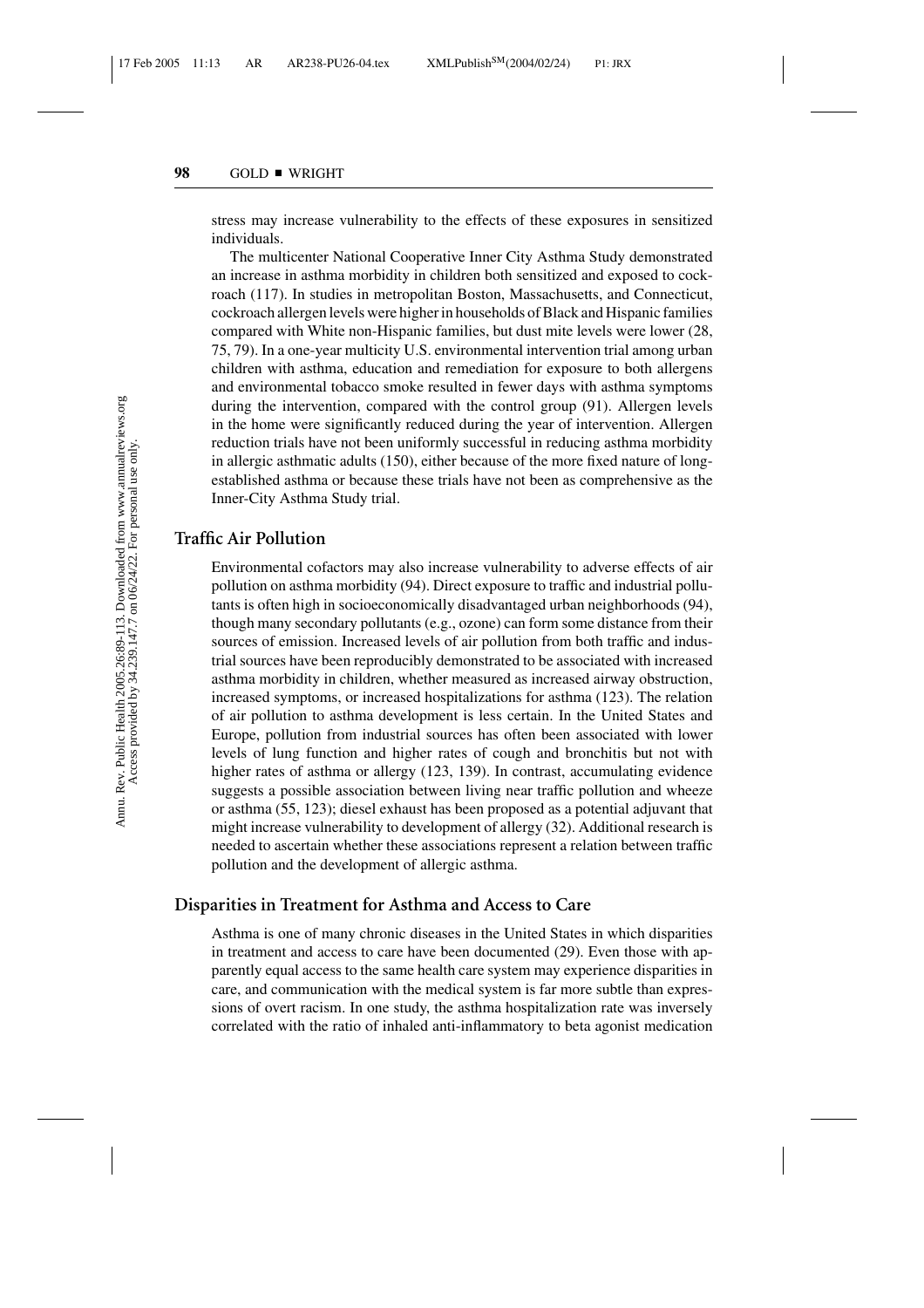stress may increase vulnerability to the effects of these exposures in sensitized individuals.

The multicenter National Cooperative Inner City Asthma Study demonstrated an increase in asthma morbidity in children both sensitized and exposed to cockroach (117). In studies in metropolitan Boston, Massachusetts, and Connecticut, cockroach allergen levels were higher in households of Black and Hispanic families compared with White non-Hispanic families, but dust mite levels were lower (28, 75, 79). In a one-year multicity U.S. environmental intervention trial among urban children with asthma, education and remediation for exposure to both allergens and environmental tobacco smoke resulted in fewer days with asthma symptoms during the intervention, compared with the control group (91). Allergen levels in the home were significantly reduced during the year of intervention. Allergen reduction trials have not been uniformly successful in reducing asthma morbidity in allergic asthmatic adults (150), either because of the more fixed nature of long-established asthma or because these trials have not been as comprehensive as the Inner-City Asthma Study trial.

## Traffic Air Pollution

Environmental cofactors may also increase vulnerability to adverse effects of air pollution on asthma morbidity (94). Direct exposure to traffic and industrial pollutants is often high in socioeconomically disadvantaged urban neighborhoods (94), though many secondary pollutants (e.g., ozone) can form some distance from their sources of emission. Increased levels of air pollution from both traffic and industrial sources have been reproducibly demonstrated to be associated with increased asthma morbidity in children, whether measured as increased airway obstruction, increased symptoms, or increased hospitalizations for asthma (123). The relation of air pollution to asthma development is less certain. In the United States and Europe, pollution from industrial sources has often been associated with lower levels of lung function and higher rates of cough and bronchitis but not with higher rates of asthma or allergy (123, 139). In contrast, accumulating evidence suggests a possible association between living near traffic pollution and wheeze or asthma (55, 123); diesel exhaust has been proposed as a potential adjuvant that might increase vulnerability to development of allergy (32). Additional research is needed to ascertain whether these associations represent a relation between traffic pollution and the development of allergic asthma.

## Disparities in Treatment for Asthma and Access to Care

Asthma is one of many chronic diseases in the United States in which disparities in treatment and access to care have been documented (29). Even those with apparently equal access to the same health care system may experience disparities in care, and communication with the medical system is far more subtle than expressions of overt racism. In one study, the asthma hospitalization rate was inversely correlated with the ratio of inhaled anti-inflammatory to beta agonist medication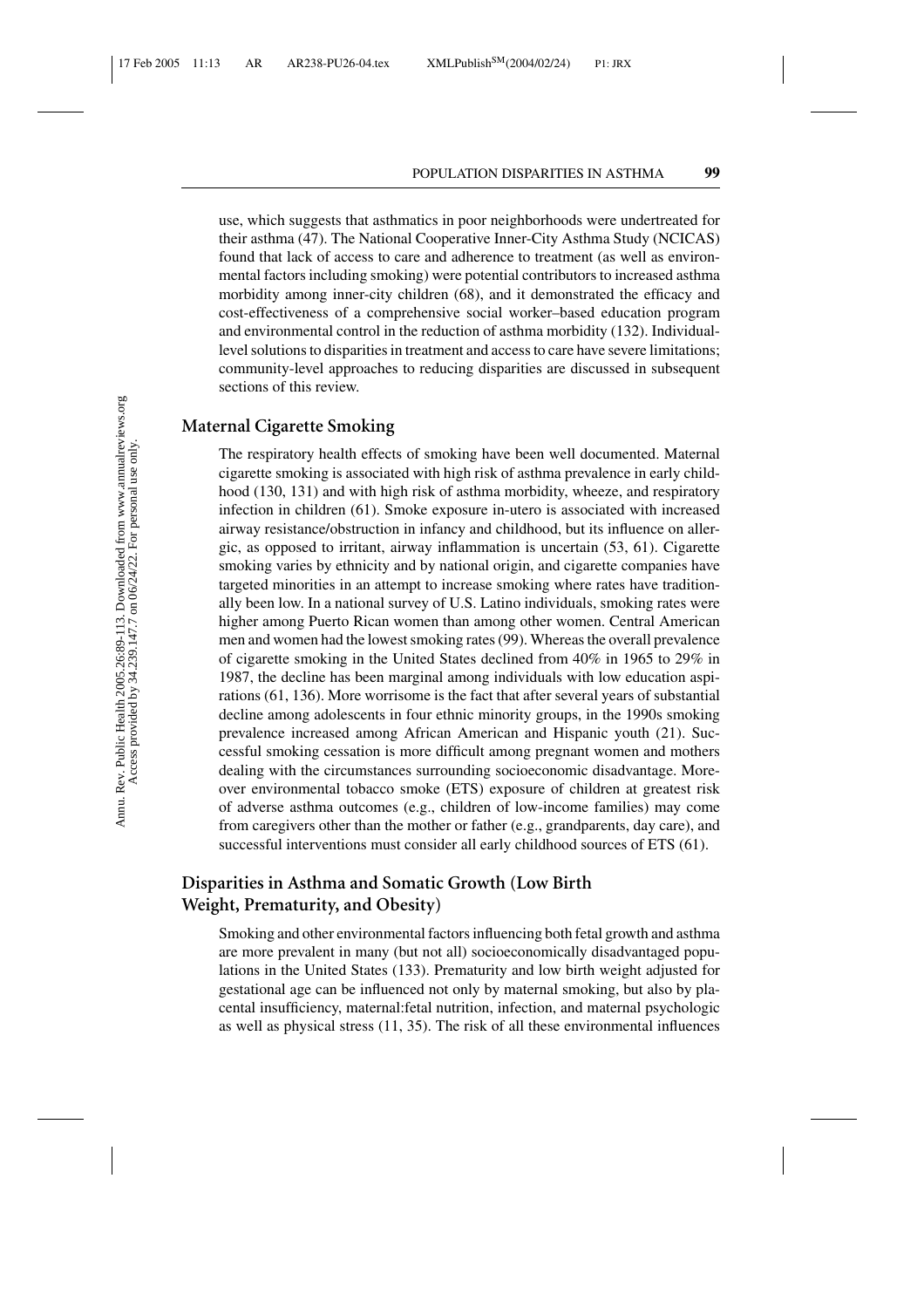use, which suggests that asthmatics in poor neighborhoods were undertreated for their asthma (47). The National Cooperative Inner-City Asthma Study (NCICAS) found that lack of access to care and adherence to treatment (as well as environmental factors including smoking) were potential contributors to increased asthma morbidity among inner-city children (68), and it demonstrated the efficacy and cost-effectiveness of a comprehensive social worker–based education program and environmental control in the reduction of asthma morbidity (132). Individual-level solutions to disparities in treatment and access to care have severe limitations; community-level approaches to reducing disparities are discussed in subsequent sections of this review.

## Maternal Cigarette Smoking

The respiratory health effects of smoking have been well documented. Maternal cigarette smoking is associated with high risk of asthma prevalence in early childhood (130, 131) and with high risk of asthma morbidity, wheeze, and respiratory infection in children (61). Smoke exposure in-utero is associated with increased airway resistance/obstruction in infancy and childhood, but its influence on allergic, as opposed to irritant, airway inflammation is uncertain (53, 61). Cigarette smoking varies by ethnicity and by national origin, and cigarette companies have targeted minorities in an attempt to increase smoking where rates have traditionally been low. In a national survey of U.S. Latino individuals, smoking rates were higher among Puerto Rican women than among other women. Central American men and women had the lowest smoking rates (99). Whereas the overall prevalence of cigarette smoking in the United States declined from 40% in 1965 to 29% in 1987, the decline has been marginal among individuals with low education aspirations (61, 136). More worrisome is the fact that after several years of substantial decline among adolescents in four ethnic minority groups, in the 1990s smoking prevalence increased among African American and Hispanic youth (21). Successful smoking cessation is more difficult among pregnant women and mothers dealing with the circumstances surrounding socioeconomic disadvantage. Moreover environmental tobacco smoke (ETS) exposure of children at greatest risk of adverse asthma outcomes (e.g., children of low-income families) may come from caregivers other than the mother or father (e.g., grandparents, day care), and successful interventions must consider all early childhood sources of ETS (61).

## Disparities in Asthma and Somatic Growth (Low Birth Weight, Prematurity, and Obesity)

Smoking and other environmental factors influencing both fetal growth and asthma are more prevalent in many (but not all) socioeconomically disadvantaged populations in the United States (133). Prematurity and low birth weight adjusted for gestational age can be influenced not only by maternal smoking, but also by placental insufficiency, maternal:fetal nutrition, infection, and maternal psychologic as well as physical stress (11, 35). The risk of all these environmental influences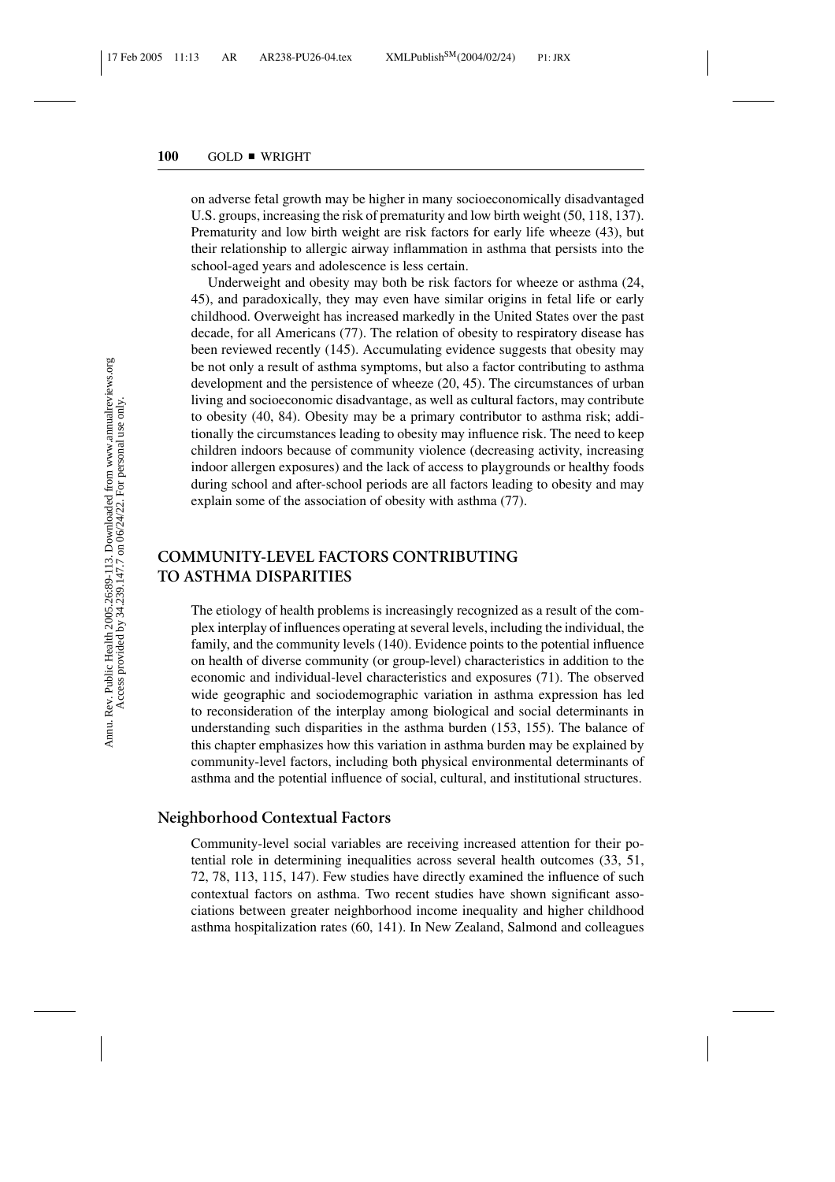on adverse fetal growth may be higher in many socioeconomically disadvantaged U.S. groups, increasing the risk of prematurity and low birth weight (50, 118, 137). Prematurity and low birth weight are risk factors for early life wheeze (43), but their relationship to allergic airway inflammation in asthma that persists into the school-aged years and adolescence is less certain.

Underweight and obesity may both be risk factors for wheeze or asthma (24, 45), and paradoxically, they may even have similar origins in fetal life or early childhood. Overweight has increased markedly in the United States over the past decade, for all Americans (77). The relation of obesity to respiratory disease has been reviewed recently (145). Accumulating evidence suggests that obesity may be not only a result of asthma symptoms, but also a factor contributing to asthma development and the persistence of wheeze (20, 45). The circumstances of urban living and socioeconomic disadvantage, as well as cultural factors, may contribute to obesity (40, 84). Obesity may be a primary contributor to asthma risk; additionally the circumstances leading to obesity may influence risk. The need to keep children indoors because of community violence (decreasing activity, increasing indoor allergen exposures) and the lack of access to playgrounds or healthy foods during school and after-school periods are all factors leading to obesity and may explain some of the association of obesity with asthma (77).

## COMMUNITY-LEVEL FACTORS CONTRIBUTING TO ASTHMA DISPARITIES

The etiology of health problems is increasingly recognized as a result of the complex interplay of influences operating at several levels, including the individual, the family, and the community levels (140). Evidence points to the potential influence on health of diverse community (or group-level) characteristics in addition to the economic and individual-level characteristics and exposures (71). The observed wide geographic and sociodemographic variation in asthma expression has led to reconsideration of the interplay among biological and social determinants in understanding such disparities in the asthma burden (153, 155). The balance of this chapter emphasizes how this variation in asthma burden may be explained by community-level factors, including both physical environmental determinants of asthma and the potential influence of social, cultural, and institutional structures.

### Neighborhood Contextual Factors

Community-level social variables are receiving increased attention for their potential role in determining inequalities across several health outcomes (33, 51, 72, 78, 113, 115, 147). Few studies have directly examined the influence of such contextual factors on asthma. Two recent studies have shown significant associations between greater neighborhood income inequality and higher childhood asthma hospitalization rates (60, 141). In New Zealand, Salmond and colleagues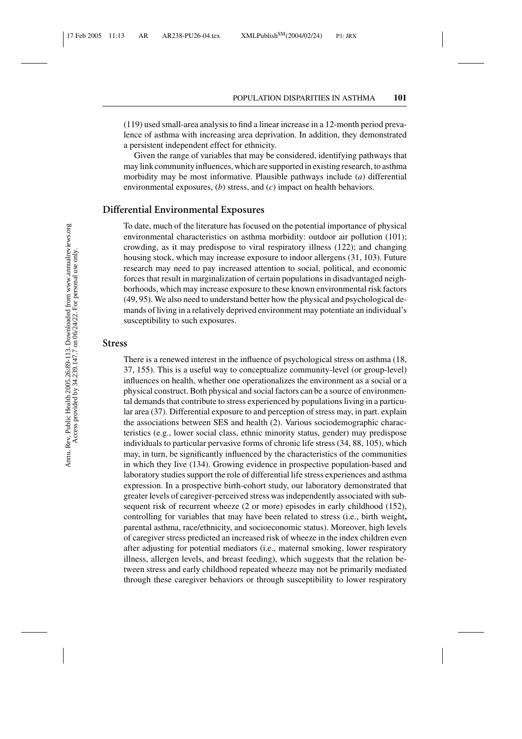(119) used small-area analysis to find a linear increase in a 12-month period prevalence of asthma with increasing area deprivation. In addition, they demonstrated a persistent independent effect for ethnicity.

Given the range of variables that may be considered, identifying pathways that may link community influences, which are supported in existing research, to asthma morbidity may be most informative. Plausible pathways include (*a*) differential environmental exposures, (*b*) stress, and (*c*) impact on health behaviors.

## Differential Environmental Exposures

To date, much of the literature has focused on the potential importance of physical environmental characteristics on asthma morbidity: outdoor air pollution (101); crowding, as it may predispose to viral respiratory illness (122); and changing housing stock, which may increase exposure to indoor allergens (31, 103). Future research may need to pay increased attention to social, political, and economic forces that result in marginalization of certain populations in disadvantaged neighborhoods, which may increase exposure to these known environmental risk factors (49, 95). We also need to understand better how the physical and psychological demands of living in a relatively deprived environment may potentiate an individual's susceptibility to such exposures.

## Stress

There is a renewed interest in the influence of psychological stress on asthma (18, 37, 155). This is a useful way to conceptualize community-level (or group-level) influences on health, whether one operationalizes the environment as a social or a physical construct. Both physical and social factors can be a source of environmental demands that contribute to stress experienced by populations living in a particular area (37). Differential exposure to and perception of stress may, in part. explain the associations between SES and health (2). Various sociodemographic characteristics (e.g., lower social class, ethnic minority status, gender) may predispose individuals to particular pervasive forms of chronic life stress (34, 88, 105), which may, in turn, be significantly influenced by the characteristics of the communities in which they live (134). Growing evidence in prospective population-based and laboratory studies support the role of differential life stress experiences and asthma expression. In a prospective birth-cohort study, our laboratory demonstrated that greater levels of caregiver-perceived stress was independently associated with subsequent risk of recurrent wheeze (2 or more) episodes in early childhood (152), controlling for variables that may have been related to stress (i.e., birth weight, parental asthma, race/ethnicity, and socioeconomic status). Moreover, high levels of caregiver stress predicted an increased risk of wheeze in the index children even after adjusting for potential mediators (i.e., maternal smoking, lower respiratory illness, allergen levels, and breast feeding), which suggests that the relation between stress and early childhood repeated wheeze may not be primarily mediated through these caregiver behaviors or through susceptibility to lower respiratory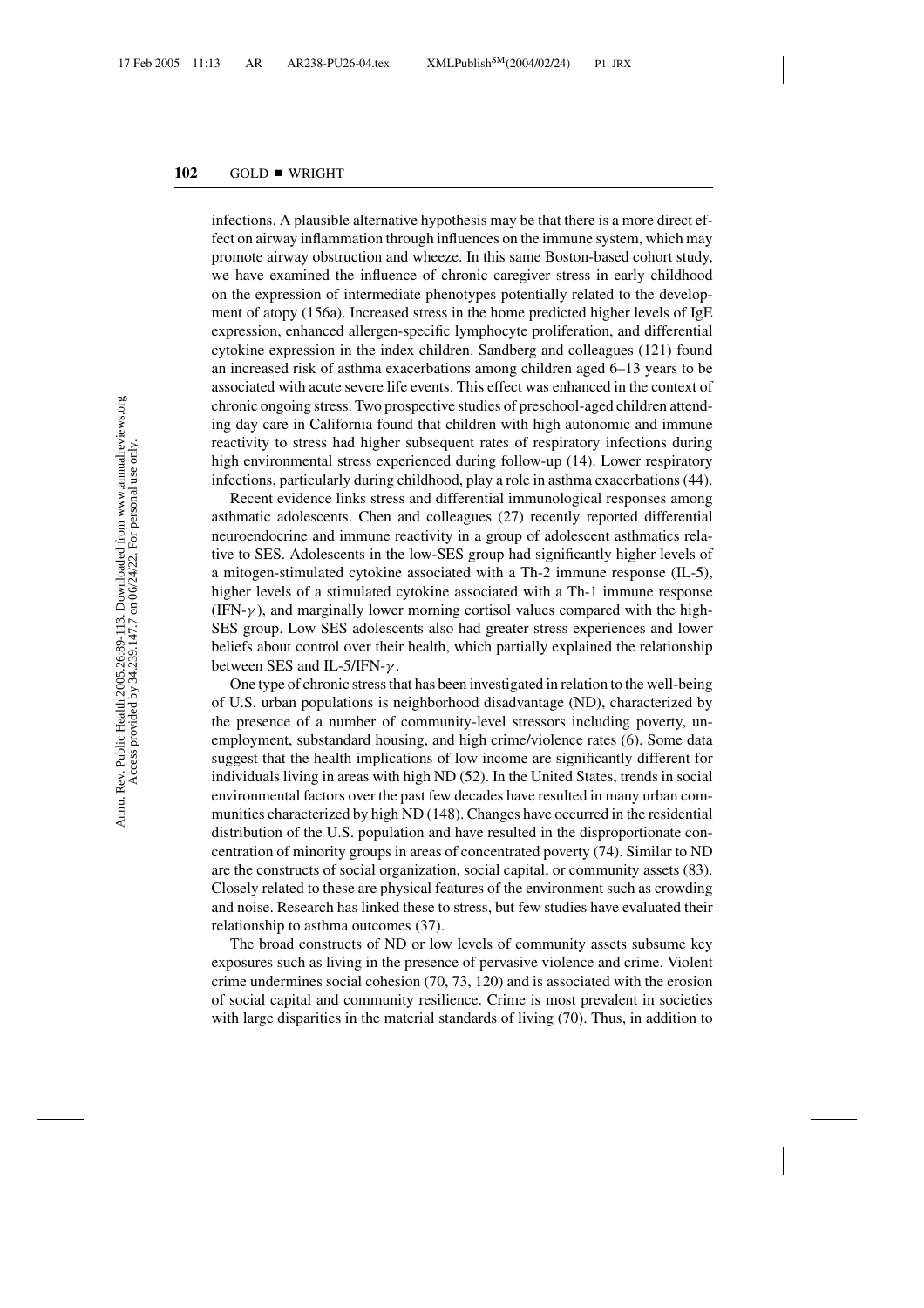infections. A plausible alternative hypothesis may be that there is a more direct effect on airway inflammation through influences on the immune system, which may promote airway obstruction and wheeze. In this same Boston-based cohort study, we have examined the influence of chronic caregiver stress in early childhood on the expression of intermediate phenotypes potentially related to the development of atopy (156a). Increased stress in the home predicted higher levels of IgE expression, enhanced allergen-specific lymphocyte proliferation, and differential cytokine expression in the index children. Sandberg and colleagues (121) found an increased risk of asthma exacerbations among children aged 6–13 years to be associated with acute severe life events. This effect was enhanced in the context of chronic ongoing stress. Two prospective studies of preschool-aged children attending day care in California found that children with high autonomic and immune reactivity to stress had higher subsequent rates of respiratory infections during high environmental stress experienced during follow-up (14). Lower respiratory infections, particularly during childhood, play a role in asthma exacerbations (44).

Recent evidence links stress and differential immunological responses among asthmatic adolescents. Chen and colleagues (27) recently reported differential neuroendocrine and immune reactivity in a group of adolescent asthmatics relative to SES. Adolescents in the low-SES group had significantly higher levels of a mitogen-stimulated cytokine associated with a Th-2 immune response (IL-5), higher levels of a stimulated cytokine associated with a Th-1 immune response (IFN-$\gamma$), and marginally lower morning cortisol values compared with the high-SES group. Low SES adolescents also had greater stress experiences and lower beliefs about control over their health, which partially explained the relationship between SES and IL-5/IFN-$\gamma$.

One type of chronic stress that has been investigated in relation to the well-being of U.S. urban populations is neighborhood disadvantage (ND), characterized by the presence of a number of community-level stressors including poverty, unemployment, substandard housing, and high crime/violence rates (6). Some data suggest that the health implications of low income are significantly different for individuals living in areas with high ND (52). In the United States, trends in social environmental factors over the past few decades have resulted in many urban communities characterized by high ND (148). Changes have occurred in the residential distribution of the U.S. population and have resulted in the disproportionate concentration of minority groups in areas of concentrated poverty (74). Similar to ND are the constructs of social organization, social capital, or community assets (83). Closely related to these are physical features of the environment such as crowding and noise. Research has linked these to stress, but few studies have evaluated their relationship to asthma outcomes (37).

The broad constructs of ND or low levels of community assets subsume key exposures such as living in the presence of pervasive violence and crime. Violent crime undermines social cohesion (70, 73, 120) and is associated with the erosion of social capital and community resilience. Crime is most prevalent in societies with large disparities in the material standards of living (70). Thus, in addition to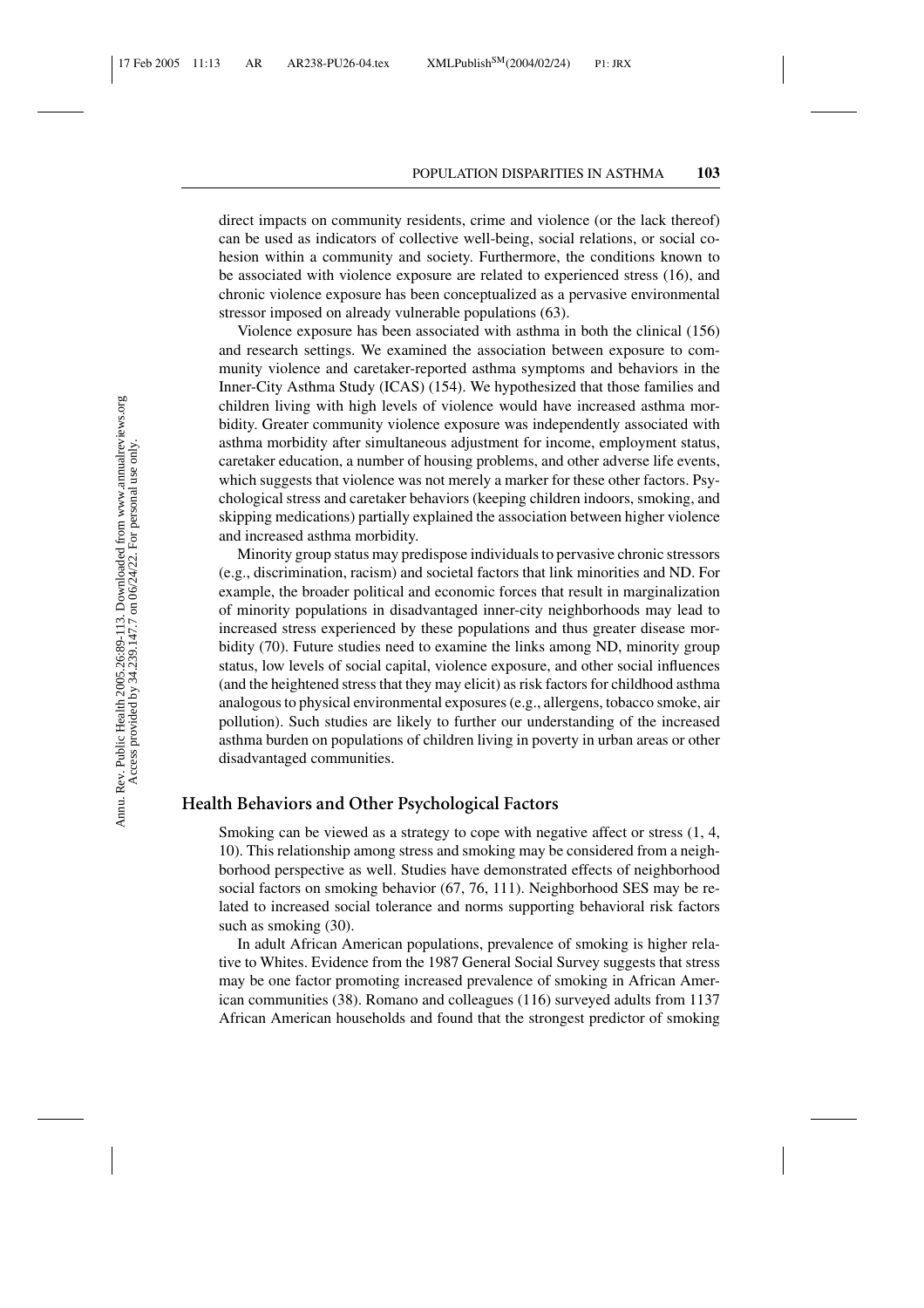direct impacts on community residents, crime and violence (or the lack thereof) can be used as indicators of collective well-being, social relations, or social cohesion within a community and society. Furthermore, the conditions known to be associated with violence exposure are related to experienced stress (16), and chronic violence exposure has been conceptualized as a pervasive environmental stressor imposed on already vulnerable populations (63).

Violence exposure has been associated with asthma in both the clinical (156) and research settings. We examined the association between exposure to community violence and caretaker-reported asthma symptoms and behaviors in the Inner-City Asthma Study (ICAS) (154). We hypothesized that those families and children living with high levels of violence would have increased asthma morbidity. Greater community violence exposure was independently associated with asthma morbidity after simultaneous adjustment for income, employment status, caretaker education, a number of housing problems, and other adverse life events, which suggests that violence was not merely a marker for these other factors. Psychological stress and caretaker behaviors (keeping children indoors, smoking, and skipping medications) partially explained the association between higher violence and increased asthma morbidity.

Minority group status may predispose individuals to pervasive chronic stressors (e.g., discrimination, racism) and societal factors that link minorities and ND. For example, the broader political and economic forces that result in marginalization of minority populations in disadvantaged inner-city neighborhoods may lead to increased stress experienced by these populations and thus greater disease morbidity (70). Future studies need to examine the links among ND, minority group status, low levels of social capital, violence exposure, and other social influences (and the heightened stress that they may elicit) as risk factors for childhood asthma analogous to physical environmental exposures (e.g., allergens, tobacco smoke, air pollution). Such studies are likely to further our understanding of the increased asthma burden on populations of children living in poverty in urban areas or other disadvantaged communities.

## Health Behaviors and Other Psychological Factors

Smoking can be viewed as a strategy to cope with negative affect or stress (1, 4, 10). This relationship among stress and smoking may be considered from a neighborhood perspective as well. Studies have demonstrated effects of neighborhood social factors on smoking behavior (67, 76, 111). Neighborhood SES may be related to increased social tolerance and norms supporting behavioral risk factors such as smoking (30).

In adult African American populations, prevalence of smoking is higher relative to Whites. Evidence from the 1987 General Social Survey suggests that stress may be one factor promoting increased prevalence of smoking in African American communities (38). Romano and colleagues (116) surveyed adults from 1137 African American households and found that the strongest predictor of smoking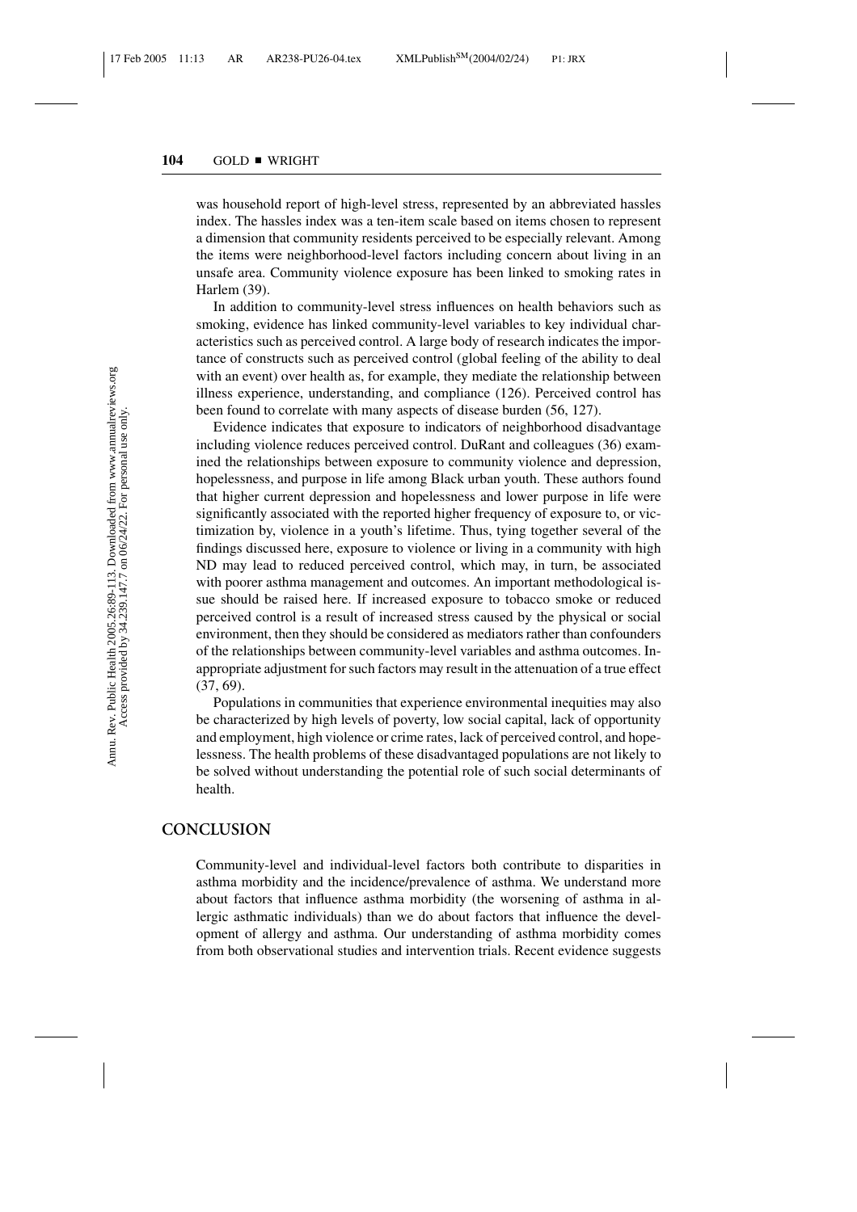was household report of high-level stress, represented by an abbreviated hassles index. The hassles index was a ten-item scale based on items chosen to represent a dimension that community residents perceived to be especially relevant. Among the items were neighborhood-level factors including concern about living in an unsafe area. Community violence exposure has been linked to smoking rates in Harlem (39).

In addition to community-level stress influences on health behaviors such as smoking, evidence has linked community-level variables to key individual characteristics such as perceived control. A large body of research indicates the importance of constructs such as perceived control (global feeling of the ability to deal with an event) over health as, for example, they mediate the relationship between illness experience, understanding, and compliance (126). Perceived control has been found to correlate with many aspects of disease burden (56, 127).

Evidence indicates that exposure to indicators of neighborhood disadvantage including violence reduces perceived control. DuRant and colleagues (36) examined the relationships between exposure to community violence and depression, hopelessness, and purpose in life among Black urban youth. These authors found that higher current depression and hopelessness and lower purpose in life were significantly associated with the reported higher frequency of exposure to, or victimization by, violence in a youth's lifetime. Thus, tying together several of the findings discussed here, exposure to violence or living in a community with high ND may lead to reduced perceived control, which may, in turn, be associated with poorer asthma management and outcomes. An important methodological issue should be raised here. If increased exposure to tobacco smoke or reduced perceived control is a result of increased stress caused by the physical or social environment, then they should be considered as mediators rather than confounders of the relationships between community-level variables and asthma outcomes. Inappropriate adjustment for such factors may result in the attenuation of a true effect (37, 69).

Populations in communities that experience environmental inequities may also be characterized by high levels of poverty, low social capital, lack of opportunity and employment, high violence or crime rates, lack of perceived control, and hopelessness. The health problems of these disadvantaged populations are not likely to be solved without understanding the potential role of such social determinants of health.

## CONCLUSION

Community-level and individual-level factors both contribute to disparities in asthma morbidity and the incidence/prevalence of asthma. We understand more about factors that influence asthma morbidity (the worsening of asthma in allergic asthmatic individuals) than we do about factors that influence the development of allergy and asthma. Our understanding of asthma morbidity comes from both observational studies and intervention trials. Recent evidence suggests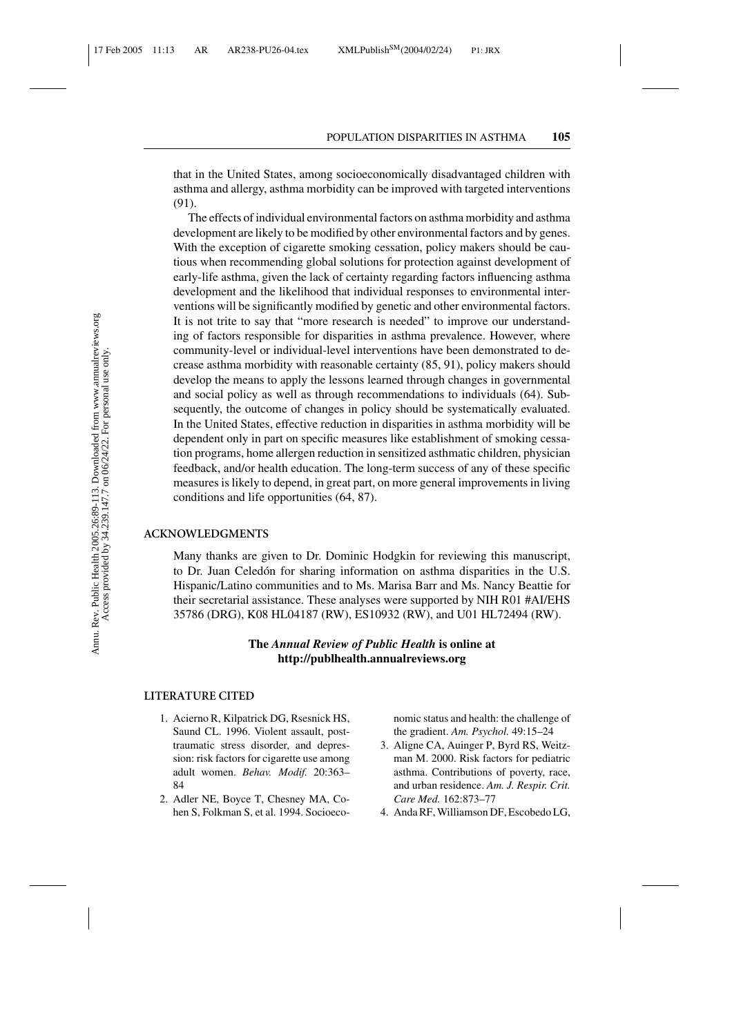that in the United States, among socioeconomically disadvantaged children with asthma and allergy, asthma morbidity can be improved with targeted interventions (91).

The effects of individual environmental factors on asthma morbidity and asthma development are likely to be modified by other environmental factors and by genes. With the exception of cigarette smoking cessation, policy makers should be cautious when recommending global solutions for protection against development of early-life asthma, given the lack of certainty regarding factors influencing asthma development and the likelihood that individual responses to environmental interventions will be significantly modified by genetic and other environmental factors. It is not trite to say that "more research is needed" to improve our understanding of factors responsible for disparities in asthma prevalence. However, where community-level or individual-level interventions have been demonstrated to decrease asthma morbidity with reasonable certainty (85, 91), policy makers should develop the means to apply the lessons learned through changes in governmental and social policy as well as through recommendations to individuals (64). Subsequently, the outcome of changes in policy should be systematically evaluated. In the United States, effective reduction in disparities in asthma morbidity will be dependent only in part on specific measures like establishment of smoking cessation programs, home allergen reduction in sensitized asthmatic children, physician feedback, and/or health education. The long-term success of any of these specific measures is likely to depend, in great part, on more general improvements in living conditions and life opportunities (64, 87).

## ACKNOWLEDGMENTS

Many thanks are given to Dr. Dominic Hodgkin for reviewing this manuscript, to Dr. Juan Celedón for sharing information on asthma disparities in the U.S. Hispanic/Latino communities and to Ms. Marisa Barr and Ms. Nancy Beattie for their secretarial assistance. These analyses were supported by NIH R01 #AI/EHS 35786 (DRG), K08 HL04187 (RW), ES10932 (RW), and U01 HL72494 (RW).

**The *Annual Review of Public Health* is online at http://publhealth.annualreviews.org**

## LITERATURE CITED

1. Acierno R, Kilpatrick DG, Rsesnick HS, Saund CL. 1996. Violent assault, posttraumatic stress disorder, and depression: risk factors for cigarette use among adult women. *Behav. Modif.* 20:363–84
2. Adler NE, Boyce T, Chesney MA, Cohen S, Folkman S, et al. 1994. Socioeconomic status and health: the challenge of the gradient. *Am. Psychol.* 49:15–24
3. Aligne CA, Auinger P, Byrd RS, Weitzman M. 2000. Risk factors for pediatric asthma. Contributions of poverty, race, and urban residence. *Am. J. Respir. Crit. Care Med.* 162:873–77
4. Anda RF, Williamson DF, Escobedo LG,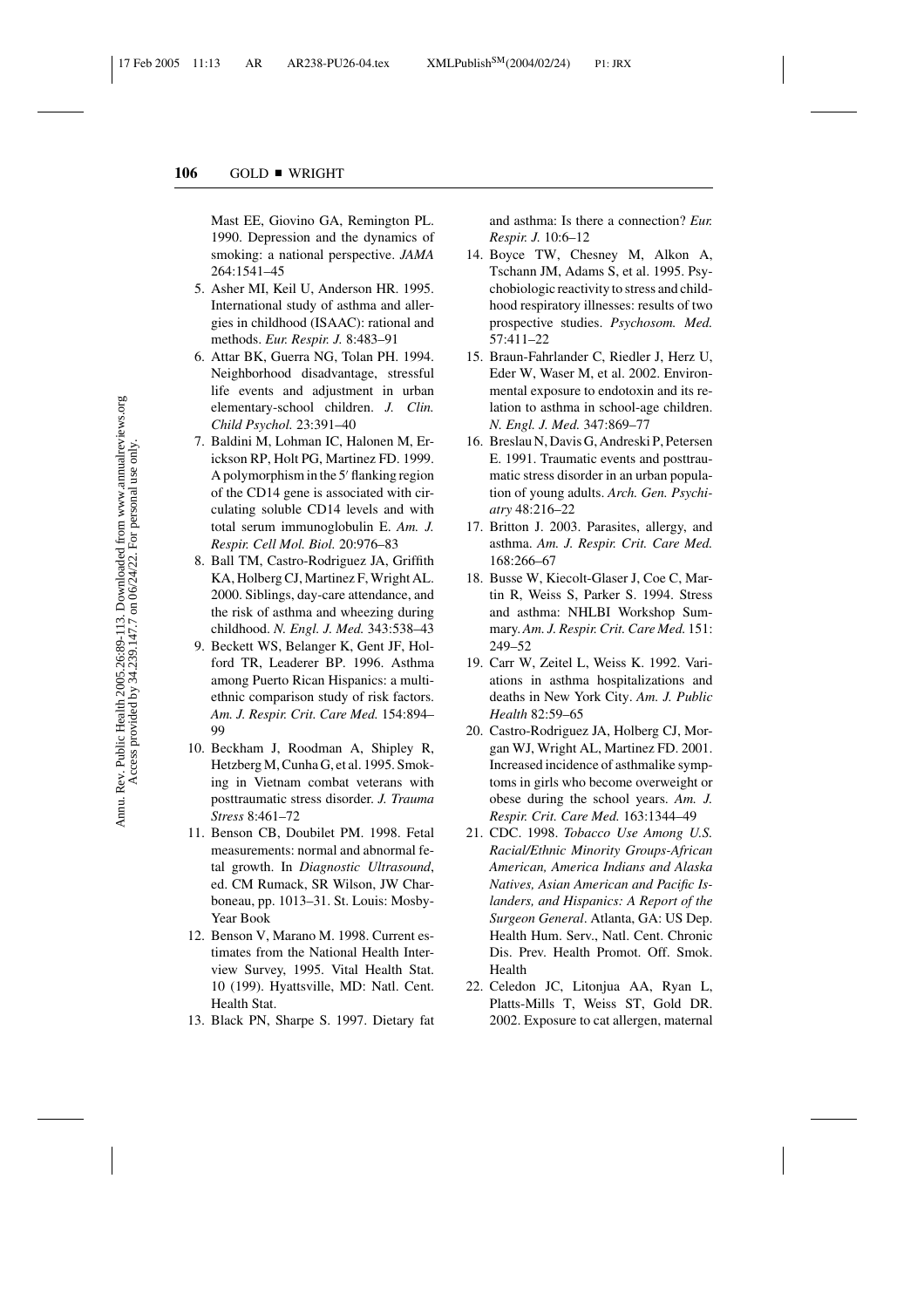Mast EE, Giovino GA, Remington PL. 1990. Depression and the dynamics of smoking: a national perspective. *JAMA* 264:1541–45

5. Asher MI, Keil U, Anderson HR. 1995. International study of asthma and allergies in childhood (ISAAC): rational and methods. *Eur. Respir. J.* 8:483–91
6. Attar BK, Guerra NG, Tolan PH. 1994. Neighborhood disadvantage, stressful life events and adjustment in urban elementary-school children. *J. Clin. Child Psychol.* 23:391–40
7. Baldini M, Lohman IC, Halonen M, Erickson RP, Holt PG, Martinez FD. 1999. A polymorphism in the 5′ flanking region of the CD14 gene is associated with circulating soluble CD14 levels and with total serum immunoglobulin E. *Am. J. Respir. Cell Mol. Biol.* 20:976–83
8. Ball TM, Castro-Rodriguez JA, Griffith KA, Holberg CJ, Martinez F, Wright AL. 2000. Siblings, day-care attendance, and the risk of asthma and wheezing during childhood. *N. Engl. J. Med.* 343:538–43
9. Beckett WS, Belanger K, Gent JF, Holford TR, Leaderer BP. 1996. Asthma among Puerto Rican Hispanics: a multiethnic comparison study of risk factors. *Am. J. Respir. Crit. Care Med.* 154:894–99
10. Beckham J, Roodman A, Shipley R, Hetzberg M, Cunha G, et al. 1995. Smoking in Vietnam combat veterans with posttraumatic stress disorder. *J. Trauma Stress* 8:461–72
11. Benson CB, Doubilet PM. 1998. Fetal measurements: normal and abnormal fetal growth. In *Diagnostic Ultrasound*, ed. CM Rumack, SR Wilson, JW Charboneau, pp. 1013–31. St. Louis: Mosby-Year Book
12. Benson V, Marano M. 1998. Current estimates from the National Health Interview Survey, 1995. Vital Health Stat. 10 (199). Hyattsville, MD: Natl. Cent. Health Stat.
13. Black PN, Sharpe S. 1997. Dietary fat and asthma: Is there a connection? *Eur. Respir. J.* 10:6–12
14. Boyce TW, Chesney M, Alkon A, Tschann JM, Adams S, et al. 1995. Psychobiologic reactivity to stress and childhood respiratory illnesses: results of two prospective studies. *Psychosom. Med.* 57:411–22
15. Braun-Fahrlander C, Riedler J, Herz U, Eder W, Waser M, et al. 2002. Environmental exposure to endotoxin and its relation to asthma in school-age children. *N. Engl. J. Med.* 347:869–77
16. Breslau N, Davis G, Andreski P, Petersen E. 1991. Traumatic events and posttraumatic stress disorder in an urban population of young adults. *Arch. Gen. Psychiatry* 48:216–22
17. Britton J. 2003. Parasites, allergy, and asthma. *Am. J. Respir. Crit. Care Med.* 168:266–67
18. Busse W, Kiecolt-Glaser J, Coe C, Martin R, Weiss S, Parker S. 1994. Stress and asthma: NHLBI Workshop Summary. *Am. J. Respir. Crit. Care Med.* 151: 249–52
19. Carr W, Zeitel L, Weiss K. 1992. Variations in asthma hospitalizations and deaths in New York City. *Am. J. Public Health* 82:59–65
20. Castro-Rodriguez JA, Holberg CJ, Morgan WJ, Wright AL, Martinez FD. 2001. Increased incidence of asthmalike symptoms in girls who become overweight or obese during the school years. *Am. J. Respir. Crit. Care Med.* 163:1344–49
21. CDC. 1998. *Tobacco Use Among U.S. Racial/Ethnic Minority Groups-African American, America Indians and Alaska Natives, Asian American and Pacific Islanders, and Hispanics: A Report of the Surgeon General*. Atlanta, GA: US Dep. Health Hum. Serv., Natl. Cent. Chronic Dis. Prev. Health Promot. Off. Smok. Health
22. Celedon JC, Litonjua AA, Ryan L, Platts-Mills T, Weiss ST, Gold DR. 2002. Exposure to cat allergen, maternal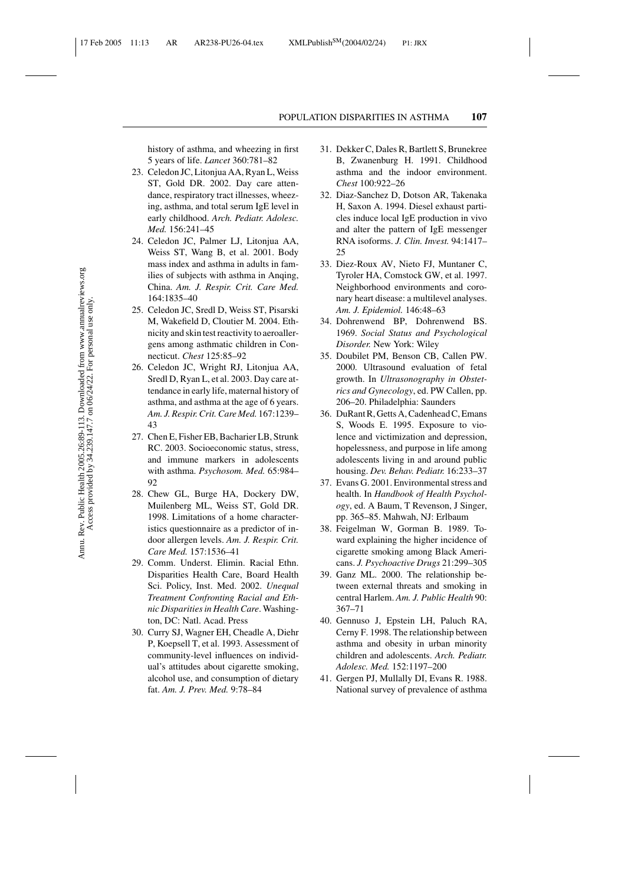history of asthma, and wheezing in first 5 years of life. *Lancet* 360:781–82

23. Celedon JC, Litonjua AA, Ryan L, Weiss ST, Gold DR. 2002. Day care attendance, respiratory tract illnesses, wheezing, asthma, and total serum IgE level in early childhood. *Arch. Pediatr. Adolesc. Med.* 156:241–45
24. Celedon JC, Palmer LJ, Litonjua AA, Weiss ST, Wang B, et al. 2001. Body mass index and asthma in adults in families of subjects with asthma in Anqing, China. *Am. J. Respir. Crit. Care Med.* 164:1835–40
25. Celedon JC, Sredl D, Weiss ST, Pisarski M, Wakefield D, Cloutier M. 2004. Ethnicity and skin test reactivity to aeroallergens among asthmatic children in Connecticut. *Chest* 125:85–92
26. Celedon JC, Wright RJ, Litonjua AA, Sredl D, Ryan L, et al. 2003. Day care attendance in early life, maternal history of asthma, and asthma at the age of 6 years. *Am. J. Respir. Crit. Care Med.* 167:1239–43
27. Chen E, Fisher EB, Bacharier LB, Strunk RC. 2003. Socioeconomic status, stress, and immune markers in adolescents with asthma. *Psychosom. Med.* 65:984–92
28. Chew GL, Burge HA, Dockery DW, Muilenberg ML, Weiss ST, Gold DR. 1998. Limitations of a home characteristics questionnaire as a predictor of indoor allergen levels. *Am. J. Respir. Crit. Care Med.* 157:1536–41
29. Comm. Underst. Elimin. Racial Ethn. Disparities Health Care, Board Health Sci. Policy, Inst. Med. 2002. *Unequal Treatment Confronting Racial and Ethnic Disparities in Health Care*. Washington, DC: Natl. Acad. Press
30. Curry SJ, Wagner EH, Cheadle A, Diehr P, Koepsell T, et al. 1993. Assessment of community-level influences on individual's attitudes about cigarette smoking, alcohol use, and consumption of dietary fat. *Am. J. Prev. Med.* 9:78–84
31. Dekker C, Dales R, Bartlett S, Brunekree B, Zwanenburg H. 1991. Childhood asthma and the indoor environment. *Chest* 100:922–26
32. Diaz-Sanchez D, Dotson AR, Takenaka H, Saxon A. 1994. Diesel exhaust particles induce local IgE production in vivo and alter the pattern of IgE messenger RNA isoforms. *J. Clin. Invest.* 94:1417–25
33. Diez-Roux AV, Nieto FJ, Muntaner C, Tyroler HA, Comstock GW, et al. 1997. Neighborhood environments and coronary heart disease: a multilevel analyses. *Am. J. Epidemiol.* 146:48–63
34. Dohrenwend BP, Dohrenwend BS. 1969. *Social Status and Psychological Disorder.* New York: Wiley
35. Doubilet PM, Benson CB, Callen PW. 2000. Ultrasound evaluation of fetal growth. In *Ultrasonography in Obstetrics and Gynecology*, ed. PW Callen, pp. 206–20. Philadelphia: Saunders
36. DuRant R, Getts A, Cadenhead C, Emans S, Woods E. 1995. Exposure to violence and victimization and depression, hopelessness, and purpose in life among adolescents living in and around public housing. *Dev. Behav. Pediatr.* 16:233–37
37. Evans G. 2001. Environmental stress and health. In *Handbook of Health Psychology*, ed. A Baum, T Revenson, J Singer, pp. 365–85. Mahwah, NJ: Erlbaum
38. Feigelman W, Gorman B. 1989. Toward explaining the higher incidence of cigarette smoking among Black Americans. *J. Psychoactive Drugs* 21:299–305
39. Ganz ML. 2000. The relationship between external threats and smoking in central Harlem. *Am. J. Public Health* 90: 367–71
40. Gennuso J, Epstein LH, Paluch RA, Cerny F. 1998. The relationship between asthma and obesity in urban minority children and adolescents. *Arch. Pediatr. Adolesc. Med.* 152:1197–200
41. Gergen PJ, Mullally DI, Evans R. 1988. National survey of prevalence of asthma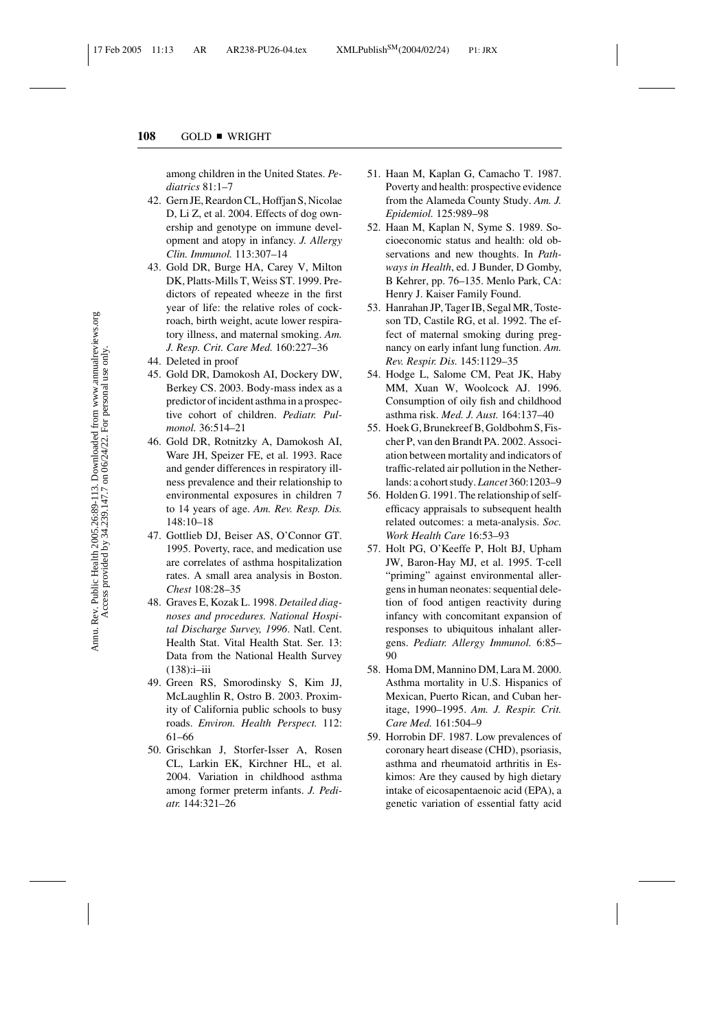among children in the United States. *Pediatrics* 81:1–7

42. Gern JE, Reardon CL, Hoffjan S, Nicolae D, Li Z, et al. 2004. Effects of dog ownership and genotype on immune development and atopy in infancy. *J. Allergy Clin. Immunol.* 113:307–14
43. Gold DR, Burge HA, Carey V, Milton DK, Platts-Mills T, Weiss ST. 1999. Predictors of repeated wheeze in the first year of life: the relative roles of cockroach, birth weight, acute lower respiratory illness, and maternal smoking. *Am. J. Resp. Crit. Care Med.* 160:227–36
44. Deleted in proof
45. Gold DR, Damokosh AI, Dockery DW, Berkey CS. 2003. Body-mass index as a predictor of incident asthma in a prospective cohort of children. *Pediatr. Pulmonol.* 36:514–21
46. Gold DR, Rotnitzky A, Damokosh AI, Ware JH, Speizer FE, et al. 1993. Race and gender differences in respiratory illness prevalence and their relationship to environmental exposures in children 7 to 14 years of age. *Am. Rev. Resp. Dis.* 148:10–18
47. Gottlieb DJ, Beiser AS, O'Connor GT. 1995. Poverty, race, and medication use are correlates of asthma hospitalization rates. A small area analysis in Boston. *Chest* 108:28–35
48. Graves E, Kozak L. 1998. *Detailed diagnoses and procedures. National Hospital Discharge Survey, 1996*. Natl. Cent. Health Stat. Vital Health Stat. Ser. 13: Data from the National Health Survey (138):i–iii
49. Green RS, Smorodinsky S, Kim JJ, McLaughlin R, Ostro B. 2003. Proximity of California public schools to busy roads. *Environ. Health Perspect.* 112: 61–66
50. Grischkan J, Storfer-Isser A, Rosen CL, Larkin EK, Kirchner HL, et al. 2004. Variation in childhood asthma among former preterm infants. *J. Pediatr.* 144:321–26
51. Haan M, Kaplan G, Camacho T. 1987. Poverty and health: prospective evidence from the Alameda County Study. *Am. J. Epidemiol.* 125:989–98
52. Haan M, Kaplan N, Syme S. 1989. Socioeconomic status and health: old observations and new thoughts. In *Pathways in Health*, ed. J Bunder, D Gomby, B Kehrer, pp. 76–135. Menlo Park, CA: Henry J. Kaiser Family Found.
53. Hanrahan JP, Tager IB, Segal MR, Tosteson TD, Castile RG, et al. 1992. The effect of maternal smoking during pregnancy on early infant lung function. *Am. Rev. Respir. Dis.* 145:1129–35
54. Hodge L, Salome CM, Peat JK, Haby MM, Xuan W, Woolcock AJ. 1996. Consumption of oily fish and childhood asthma risk. *Med. J. Aust.* 164:137–40
55. Hoek G, Brunekreef B, Goldbohm S, Fischer P, van den Brandt PA. 2002. Association between mortality and indicators of traffic-related air pollution in the Netherlands: a cohort study. *Lancet* 360:1203–9
56. Holden G. 1991. The relationship of self-efficacy appraisals to subsequent health related outcomes: a meta-analysis. *Soc. Work Health Care* 16:53–93
57. Holt PG, O'Keeffe P, Holt BJ, Upham JW, Baron-Hay MJ, et al. 1995. T-cell "priming" against environmental allergens in human neonates: sequential deletion of food antigen reactivity during infancy with concomitant expansion of responses to ubiquitous inhalant allergens. *Pediatr. Allergy Immunol.* 6:85–90
58. Homa DM, Mannino DM, Lara M. 2000. Asthma mortality in U.S. Hispanics of Mexican, Puerto Rican, and Cuban heritage, 1990–1995. *Am. J. Respir. Crit. Care Med.* 161:504–9
59. Horrobin DF. 1987. Low prevalences of coronary heart disease (CHD), psoriasis, asthma and rheumatoid arthritis in Eskimos: Are they caused by high dietary intake of eicosapentaenoic acid (EPA), a genetic variation of essential fatty acid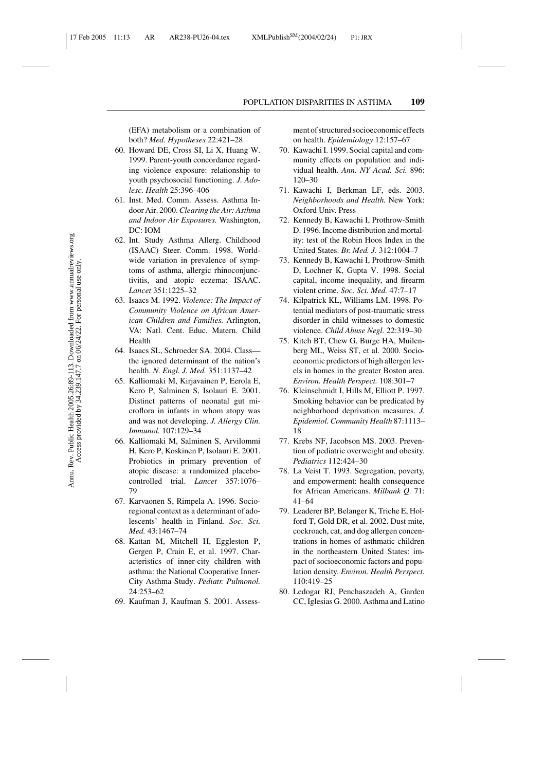(EFA) metabolism or a combination of both? *Med. Hypotheses* 22:421–28

60. Howard DE, Cross SI, Li X, Huang W. 1999. Parent-youth concordance regarding violence exposure: relationship to youth psychosocial functioning. *J. Adolesc. Health* 25:396–406
61. Inst. Med. Comm. Assess. Asthma Indoor Air. 2000. *Clearing the Air: Asthma and Indoor Air Exposures.* Washington, DC: IOM
62. Int. Study Asthma Allerg. Childhood (ISAAC) Steer. Comm. 1998. Worldwide variation in prevalence of symptoms of asthma, allergic rhinoconjunctivitis, and atopic eczema: ISAAC. *Lancet* 351:1225–32
63. Isaacs M. 1992. *Violence: The Impact of Community Violence on African American Children and Families.* Arlington, VA: Natl. Cent. Educ. Matern. Child Health
64. Isaacs SL, Schroeder SA. 2004. Class—the ignored determinant of the nation's health. *N. Engl. J. Med.* 351:1137–42
65. Kalliomaki M, Kirjavainen P, Eerola E, Kero P, Salminen S, Isolauri E. 2001. Distinct patterns of neonatal gut microflora in infants in whom atopy was and was not developing. *J. Allergy Clin. Immunol.* 107:129–34
66. Kalliomaki M, Salminen S, Arvilommi H, Kero P, Koskinen P, Isolauri E. 2001. Probiotics in primary prevention of atopic disease: a randomized placebo-controlled trial. *Lancet* 357:1076–79
67. Karvaonen S, Rimpela A. 1996. Socio-regional context as a determinant of adolescents' health in Finland. *Soc. Sci. Med.* 43:1467–74
68. Kattan M, Mitchell H, Eggleston P, Gergen P, Crain E, et al. 1997. Characteristics of inner-city children with asthma: the National Cooperative Inner-City Asthma Study. *Pediatr. Pulmonol.* 24:253–62
69. Kaufman J, Kaufman S. 2001. Assessment of structured socioeconomic effects on health. *Epidemiology* 12:157–67
70. Kawachi I. 1999. Social capital and community effects on population and individual health. *Ann. NY Acad. Sci.* 896: 120–30
71. Kawachi I, Berkman LF, eds. 2003. *Neighborhoods and Health.* New York: Oxford Univ. Press
72. Kennedy B, Kawachi I, Prothrow-Smith D. 1996. Income distribution and mortality: test of the Robin Hoos Index in the United States. *Br. Med. J.* 312:1004–7
73. Kennedy B, Kawachi I, Prothrow-Smith D, Lochner K, Gupta V. 1998. Social capital, income inequality, and firearm violent crime. *Soc. Sci. Med.* 47:7–17
74. Kilpatrick KL, Williams LM. 1998. Potential mediators of post-traumatic stress disorder in child witnesses to domestic violence. *Child Abuse Negl.* 22:319–30
75. Kitch BT, Chew G, Burge HA, Muilenberg ML, Weiss ST, et al. 2000. Socioeconomic predictors of high allergen levels in homes in the greater Boston area. *Environ. Health Perspect.* 108:301–7
76. Kleinschmidt I, Hills M, Elliott P. 1997. Smoking behavior can be predicated by neighborhood deprivation measures. *J. Epidemiol. Community Health* 87:1113–18
77. Krebs NF, Jacobson MS. 2003. Prevention of pediatric overweight and obesity. *Pediatrics* 112:424–30
78. La Veist T. 1993. Segregation, poverty, and empowerment: health consequence for African Americans. *Milbank Q.* 71: 41–64
79. Leaderer BP, Belanger K, Triche E, Holford T, Gold DR, et al. 2002. Dust mite, cockroach, cat, and dog allergen concentrations in homes of asthmatic children in the northeastern United States: impact of socioeconomic factors and population density. *Environ. Health Perspect.* 110:419–25
80. Ledogar RJ, Penchaszadeh A, Garden CC, Iglesias G. 2000. Asthma and Latino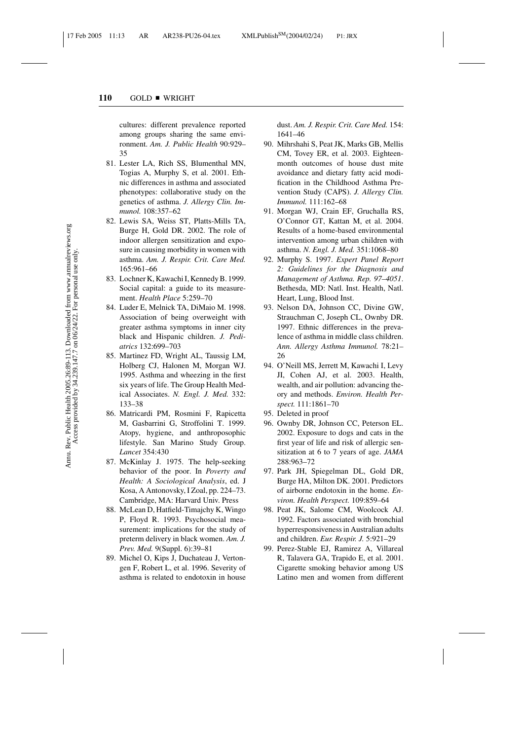cultures: different prevalence reported among groups sharing the same environment. *Am. J. Public Health* 90:929–35

81. Lester LA, Rich SS, Blumenthal MN, Togias A, Murphy S, et al. 2001. Ethnic differences in asthma and associated phenotypes: collaborative study on the genetics of asthma. *J. Allergy Clin. Immunol.* 108:357–62
82. Lewis SA, Weiss ST, Platts-Mills TA, Burge H, Gold DR. 2002. The role of indoor allergen sensitization and exposure in causing morbidity in women with asthma. *Am. J. Respir. Crit. Care Med.* 165:961–66
83. Lochner K, Kawachi I, Kennedy B. 1999. Social capital: a guide to its measurement. *Health Place* 5:259–70
84. Luder E, Melnick TA, DiMaio M. 1998. Association of being overweight with greater asthma symptoms in inner city black and Hispanic children. *J. Pediatrics* 132:699–703
85. Martinez FD, Wright AL, Taussig LM, Holberg CJ, Halonen M, Morgan WJ. 1995. Asthma and wheezing in the first six years of life. The Group Health Medical Associates. *N. Engl. J. Med.* 332: 133–38
86. Matricardi PM, Rosmini F, Rapicetta M, Gasbarrini G, Stroffolini T. 1999. Atopy, hygiene, and anthroposophic lifestyle. San Marino Study Group. *Lancet* 354:430
87. McKinlay J. 1975. The help-seeking behavior of the poor. In *Poverty and Health: A Sociological Analysis*, ed. J Kosa, A Antonovsky, I Zoal, pp. 224–73. Cambridge, MA: Harvard Univ. Press
88. McLean D, Hatfield-Timajchy K, Wingo P, Floyd R. 1993. Psychosocial measurement: implications for the study of preterm delivery in black women. *Am. J. Prev. Med.* 9(Suppl. 6):39–81
89. Michel O, Kips J, Duchateau J, Vertongen F, Robert L, et al. 1996. Severity of asthma is related to endotoxin in house dust. *Am. J. Respir. Crit. Care Med.* 154: 1641–46
90. Mihrshahi S, Peat JK, Marks GB, Mellis CM, Tovey ER, et al. 2003. Eighteen-month outcomes of house dust mite avoidance and dietary fatty acid modification in the Childhood Asthma Prevention Study (CAPS). *J. Allergy Clin. Immunol.* 111:162–68
91. Morgan WJ, Crain EF, Gruchalla RS, O'Connor GT, Kattan M, et al. 2004. Results of a home-based environmental intervention among urban children with asthma. *N. Engl. J. Med.* 351:1068–80
92. Murphy S. 1997. *Expert Panel Report 2: Guidelines for the Diagnosis and Management of Asthma. Rep. 97–4051*. Bethesda, MD: Natl. Inst. Health, Natl. Heart, Lung, Blood Inst.
93. Nelson DA, Johnson CC, Divine GW, Strauchman C, Joseph CL, Ownby DR. 1997. Ethnic differences in the prevalence of asthma in middle class children. *Ann. Allergy Asthma Immunol.* 78:21–26
94. O'Neill MS, Jerrett M, Kawachi I, Levy JI, Cohen AJ, et al. 2003. Health, wealth, and air pollution: advancing theory and methods. *Environ. Health Perspect.* 111:1861–70
95. Deleted in proof
96. Ownby DR, Johnson CC, Peterson EL. 2002. Exposure to dogs and cats in the first year of life and risk of allergic sensitization at 6 to 7 years of age. *JAMA* 288:963–72
97. Park JH, Spiegelman DL, Gold DR, Burge HA, Milton DK. 2001. Predictors of airborne endotoxin in the home. *Environ. Health Perspect.* 109:859–64
98. Peat JK, Salome CM, Woolcock AJ. 1992. Factors associated with bronchial hyperresponsiveness in Australian adults and children. *Eur. Respir. J.* 5:921–29
99. Perez-Stable EJ, Ramirez A, Villareal R, Talavera GA, Trapido E, et al. 2001. Cigarette smoking behavior among US Latino men and women from different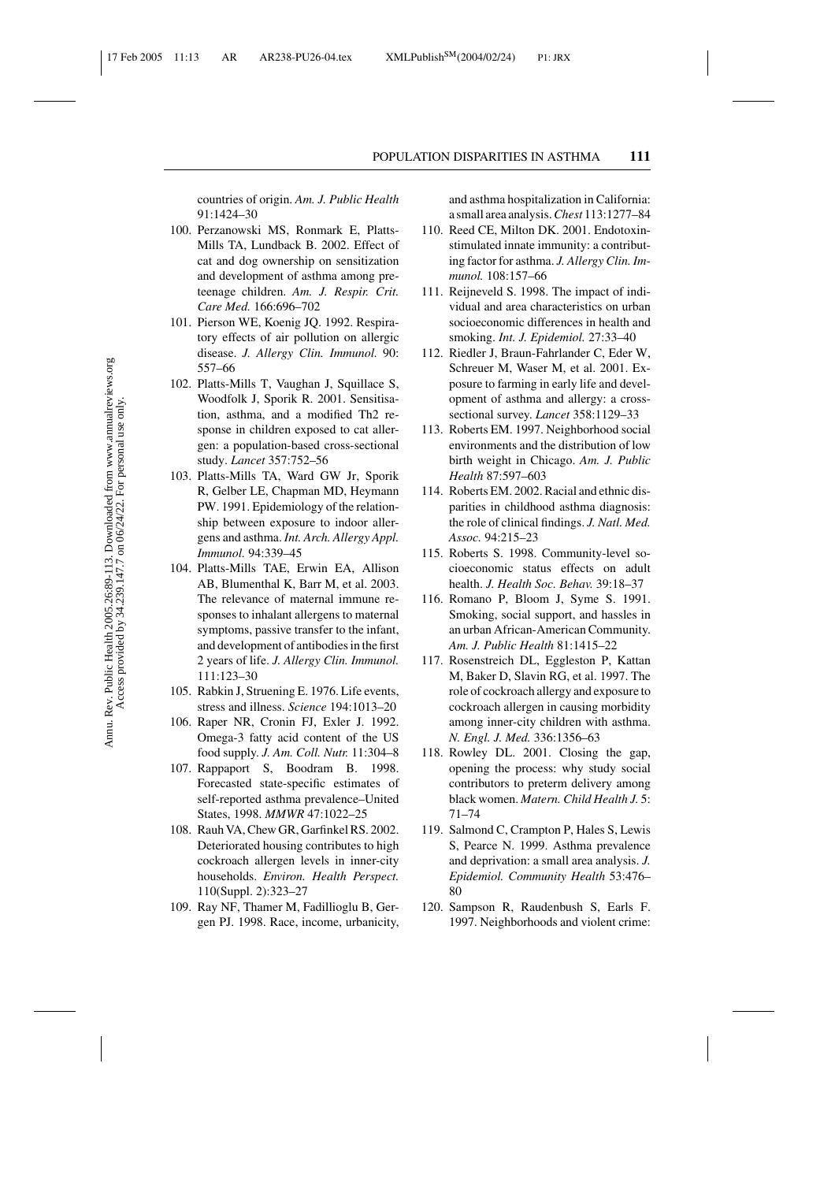countries of origin. *Am. J. Public Health* 91:1424–30

100. Perzanowski MS, Ronmark E, Platts-Mills TA, Lundback B. 2002. Effect of cat and dog ownership on sensitization and development of asthma among preteenage children. *Am. J. Respir. Crit. Care Med.* 166:696–702
101. Pierson WE, Koenig JQ. 1992. Respiratory effects of air pollution on allergic disease. *J. Allergy Clin. Immunol.* 90: 557–66
102. Platts-Mills T, Vaughan J, Squillace S, Woodfolk J, Sporik R. 2001. Sensitisation, asthma, and a modified Th2 response in children exposed to cat allergen: a population-based cross-sectional study. *Lancet* 357:752–56
103. Platts-Mills TA, Ward GW Jr, Sporik R, Gelber LE, Chapman MD, Heymann PW. 1991. Epidemiology of the relationship between exposure to indoor allergens and asthma. *Int. Arch. Allergy Appl. Immunol.* 94:339–45
104. Platts-Mills TAE, Erwin EA, Allison AB, Blumenthal K, Barr M, et al. 2003. The relevance of maternal immune responses to inhalant allergens to maternal symptoms, passive transfer to the infant, and development of antibodies in the first 2 years of life. *J. Allergy Clin. Immunol.* 111:123–30
105. Rabkin J, Struening E. 1976. Life events, stress and illness. *Science* 194:1013–20
106. Raper NR, Cronin FJ, Exler J. 1992. Omega-3 fatty acid content of the US food supply. *J. Am. Coll. Nutr.* 11:304–8
107. Rappaport S, Boodram B. 1998. Forecasted state-specific estimates of self-reported asthma prevalence–United States, 1998. *MMWR* 47:1022–25
108. Rauh VA, Chew GR, Garfinkel RS. 2002. Deteriorated housing contributes to high cockroach allergen levels in inner-city households. *Environ. Health Perspect.* 110(Suppl. 2):323–27
109. Ray NF, Thamer M, Fadillioglu B, Gergen PJ. 1998. Race, income, urbanicity, and asthma hospitalization in California: a small area analysis. *Chest* 113:1277–84
110. Reed CE, Milton DK. 2001. Endotoxin-stimulated innate immunity: a contributing factor for asthma. *J. Allergy Clin. Immunol.* 108:157–66
111. Reijneveld S. 1998. The impact of individual and area characteristics on urban socioeconomic differences in health and smoking. *Int. J. Epidemiol.* 27:33–40
112. Riedler J, Braun-Fahrlander C, Eder W, Schreuer M, Waser M, et al. 2001. Exposure to farming in early life and development of asthma and allergy: a cross-sectional survey. *Lancet* 358:1129–33
113. Roberts EM. 1997. Neighborhood social environments and the distribution of low birth weight in Chicago. *Am. J. Public Health* 87:597–603
114. Roberts EM. 2002. Racial and ethnic disparities in childhood asthma diagnosis: the role of clinical findings. *J. Natl. Med. Assoc.* 94:215–23
115. Roberts S. 1998. Community-level socioeconomic status effects on adult health. *J. Health Soc. Behav.* 39:18–37
116. Romano P, Bloom J, Syme S. 1991. Smoking, social support, and hassles in an urban African-American Community. *Am. J. Public Health* 81:1415–22
117. Rosenstreich DL, Eggleston P, Kattan M, Baker D, Slavin RG, et al. 1997. The role of cockroach allergy and exposure to cockroach allergen in causing morbidity among inner-city children with asthma. *N. Engl. J. Med.* 336:1356–63
118. Rowley DL. 2001. Closing the gap, opening the process: why study social contributors to preterm delivery among black women. *Matern. Child Health J.* 5: 71–74
119. Salmond C, Crampton P, Hales S, Lewis S, Pearce N. 1999. Asthma prevalence and deprivation: a small area analysis. *J. Epidemiol. Community Health* 53:476–80
120. Sampson R, Raudenbush S, Earls F. 1997. Neighborhoods and violent crime: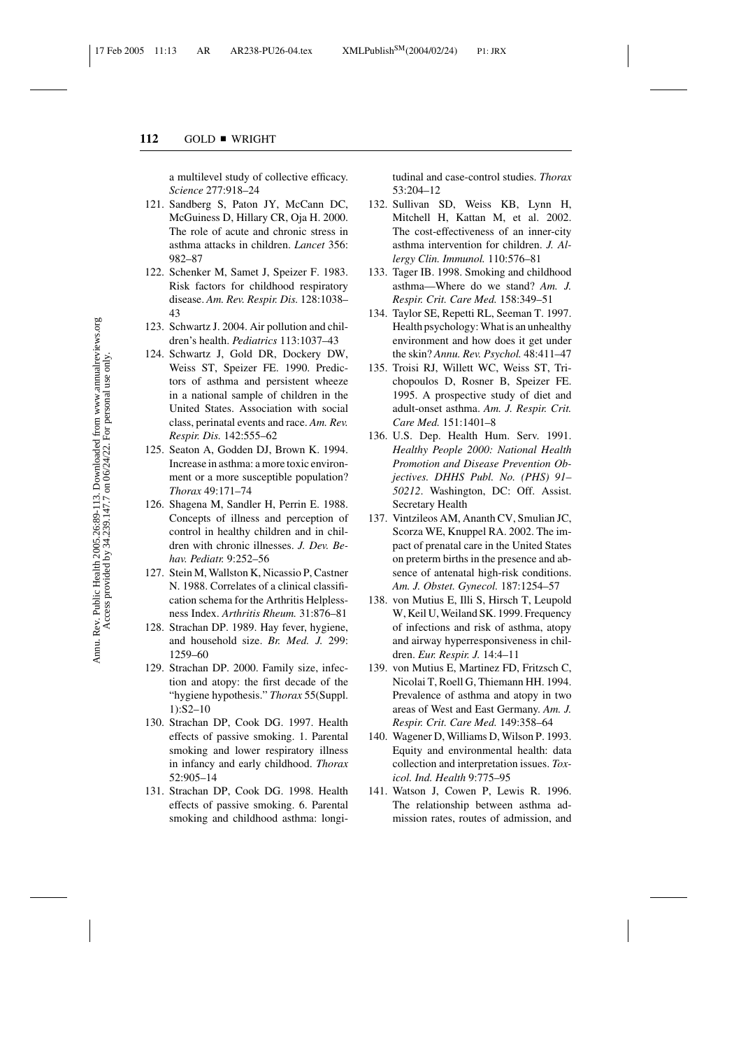a multilevel study of collective efficacy. *Science* 277:918–24

121. Sandberg S, Paton JY, McCann DC, McGuiness D, Hillary CR, Oja H. 2000. The role of acute and chronic stress in asthma attacks in children. *Lancet* 356: 982–87
122. Schenker M, Samet J, Speizer F. 1983. Risk factors for childhood respiratory disease. *Am. Rev. Respir. Dis.* 128:1038–43
123. Schwartz J. 2004. Air pollution and children's health. *Pediatrics* 113:1037–43
124. Schwartz J, Gold DR, Dockery DW, Weiss ST, Speizer FE. 1990. Predictors of asthma and persistent wheeze in a national sample of children in the United States. Association with social class, perinatal events and race. *Am. Rev. Respir. Dis.* 142:555–62
125. Seaton A, Godden DJ, Brown K. 1994. Increase in asthma: a more toxic environment or a more susceptible population? *Thorax* 49:171–74
126. Shagena M, Sandler H, Perrin E. 1988. Concepts of illness and perception of control in healthy children and in children with chronic illnesses. *J. Dev. Behav. Pediatr.* 9:252–56
127. Stein M, Wallston K, Nicassio P, Castner N. 1988. Correlates of a clinical classification schema for the Arthritis Helplessness Index. *Arthritis Rheum.* 31:876–81
128. Strachan DP. 1989. Hay fever, hygiene, and household size. *Br. Med. J.* 299: 1259–60
129. Strachan DP. 2000. Family size, infection and atopy: the first decade of the "hygiene hypothesis." *Thorax* 55(Suppl. 1):S2–10
130. Strachan DP, Cook DG. 1997. Health effects of passive smoking. 1. Parental smoking and lower respiratory illness in infancy and early childhood. *Thorax* 52:905–14
131. Strachan DP, Cook DG. 1998. Health effects of passive smoking. 6. Parental smoking and childhood asthma: longitudinal and case-control studies. *Thorax* 53:204–12
132. Sullivan SD, Weiss KB, Lynn H, Mitchell H, Kattan M, et al. 2002. The cost-effectiveness of an inner-city asthma intervention for children. *J. Allergy Clin. Immunol.* 110:576–81
133. Tager IB. 1998. Smoking and childhood asthma—Where do we stand? *Am. J. Respir. Crit. Care Med.* 158:349–51
134. Taylor SE, Repetti RL, Seeman T. 1997. Health psychology: What is an unhealthy environment and how does it get under the skin? *Annu. Rev. Psychol.* 48:411–47
135. Troisi RJ, Willett WC, Weiss ST, Trichopoulos D, Rosner B, Speizer FE. 1995. A prospective study of diet and adult-onset asthma. *Am. J. Respir. Crit. Care Med.* 151:1401–8
136. U.S. Dep. Health Hum. Serv. 1991. *Healthy People 2000: National Health Promotion and Disease Prevention Objectives. DHHS Publ. No. (PHS) 91–50212*. Washington, DC: Off. Assist. Secretary Health
137. Vintzileos AM, Ananth CV, Smulian JC, Scorza WE, Knuppel RA. 2002. The impact of prenatal care in the United States on preterm births in the presence and absence of antenatal high-risk conditions. *Am. J. Obstet. Gynecol.* 187:1254–57
138. von Mutius E, Illi S, Hirsch T, Leupold W, Keil U, Weiland SK. 1999. Frequency of infections and risk of asthma, atopy and airway hyperresponsiveness in children. *Eur. Respir. J.* 14:4–11
139. von Mutius E, Martinez FD, Fritzsch C, Nicolai T, Roell G, Thiemann HH. 1994. Prevalence of asthma and atopy in two areas of West and East Germany. *Am. J. Respir. Crit. Care Med.* 149:358–64
140. Wagener D, Williams D, Wilson P. 1993. Equity and environmental health: data collection and interpretation issues. *Toxicol. Ind. Health* 9:775–95
141. Watson J, Cowen P, Lewis R. 1996. The relationship between asthma admission rates, routes of admission, and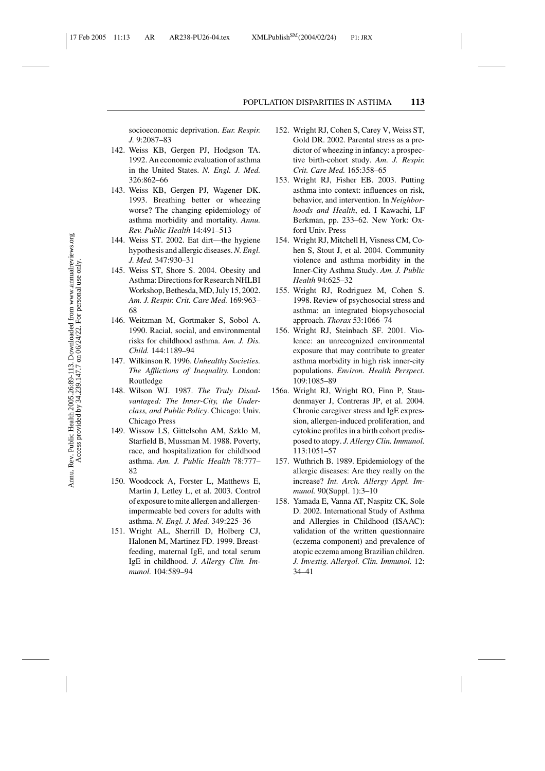socioeconomic deprivation. *Eur. Respir. J.* 9:2087–83

142. Weiss KB, Gergen PJ, Hodgson TA. 1992. An economic evaluation of asthma in the United States. *N. Engl. J. Med.* 326:862–66
143. Weiss KB, Gergen PJ, Wagener DK. 1993. Breathing better or wheezing worse? The changing epidemiology of asthma morbidity and mortality. *Annu. Rev. Public Health* 14:491–513
144. Weiss ST. 2002. Eat dirt—the hygiene hypothesis and allergic diseases. *N. Engl. J. Med.* 347:930–31
145. Weiss ST, Shore S. 2004. Obesity and Asthma: Directions for Research NHLBI Workshop, Bethesda, MD, July 15, 2002. *Am. J. Respir. Crit. Care Med.* 169:963–68
146. Weitzman M, Gortmaker S, Sobol A. 1990. Racial, social, and environmental risks for childhood asthma. *Am. J. Dis. Child.* 144:1189–94
147. Wilkinson R. 1996. *Unhealthy Societies. The Afflictions of Inequality.* London: Routledge
148. Wilson WJ. 1987. *The Truly Disadvantaged: The Inner-City, the Underclass, and Public Policy*. Chicago: Univ. Chicago Press
149. Wissow LS, Gittelsohn AM, Szklo M, Starfield B, Mussman M. 1988. Poverty, race, and hospitalization for childhood asthma. *Am. J. Public Health* 78:777–82
150. Woodcock A, Forster L, Matthews E, Martin J, Letley L, et al. 2003. Control of exposure to mite allergen and allergen-impermeable bed covers for adults with asthma. *N. Engl. J. Med.* 349:225–36
151. Wright AL, Sherrill D, Holberg CJ, Halonen M, Martinez FD. 1999. Breast-feeding, maternal IgE, and total serum IgE in childhood. *J. Allergy Clin. Immunol.* 104:589–94
152. Wright RJ, Cohen S, Carey V, Weiss ST, Gold DR. 2002. Parental stress as a predictor of wheezing in infancy: a prospective birth-cohort study. *Am. J. Respir. Crit. Care Med.* 165:358–65
153. Wright RJ, Fisher EB. 2003. Putting asthma into context: influences on risk, behavior, and intervention. In *Neighborhoods and Health*, ed. I Kawachi, LF Berkman, pp. 233–62. New York: Oxford Univ. Press
154. Wright RJ, Mitchell H, Visness CM, Cohen S, Stout J, et al. 2004. Community violence and asthma morbidity in the Inner-City Asthma Study. *Am. J. Public Health* 94:625–32
155. Wright RJ, Rodriguez M, Cohen S. 1998. Review of psychosocial stress and asthma: an integrated biopsychosocial approach. *Thorax* 53:1066–74
156. Wright RJ, Steinbach SF. 2001. Violence: an unrecognized environmental exposure that may contribute to greater asthma morbidity in high risk inner-city populations. *Environ. Health Perspect.* 109:1085–89

156a. Wright RJ, Wright RO, Finn P, Staudenmayer J, Contreras JP, et al. 2004. Chronic caregiver stress and IgE expression, allergen-induced proliferation, and cytokine profiles in a birth cohort predisposed to atopy. *J. Allergy Clin. Immunol.* 113:1051–57

157. Wuthrich B. 1989. Epidemiology of the allergic diseases: Are they really on the increase? *Int. Arch. Allergy Appl. Immunol.* 90(Suppl. 1):3–10
158. Yamada E, Vanna AT, Naspitz CK, Sole D. 2002. International Study of Asthma and Allergies in Childhood (ISAAC): validation of the written questionnaire (eczema component) and prevalence of atopic eczema among Brazilian children. *J. Investig. Allergol. Clin. Immunol.* 12: 34–41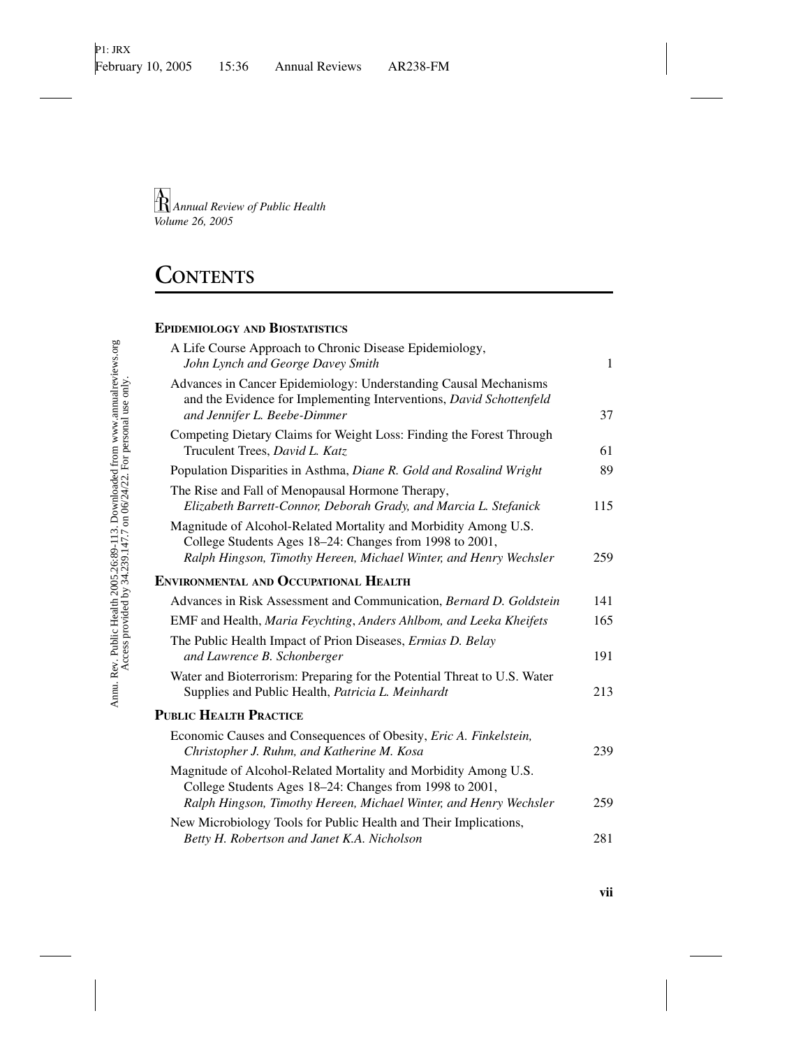*Annual Review of Public Health*
*Volume 26, 2005*

# Contents

## Epidemiology and Biostatistics

A Life Course Approach to Chronic Disease Epidemiology, *John Lynch and George Davey Smith* — 1

Advances in Cancer Epidemiology: Understanding Causal Mechanisms and the Evidence for Implementing Interventions, *David Schottenfeld and Jennifer L. Beebe-Dimmer* — 37

Competing Dietary Claims for Weight Loss: Finding the Forest Through Truculent Trees, *David L. Katz* — 61

Population Disparities in Asthma, *Diane R. Gold and Rosalind Wright* — 89

The Rise and Fall of Menopausal Hormone Therapy, *Elizabeth Barrett-Connor, Deborah Grady, and Marcia L. Stefanick* — 115

Magnitude of Alcohol-Related Mortality and Morbidity Among U.S. College Students Ages 18–24: Changes from 1998 to 2001, *Ralph Hingson, Timothy Hereen, Michael Winter, and Henry Wechsler* — 259

## Environmental and Occupational Health

Advances in Risk Assessment and Communication, *Bernard D. Goldstein* — 141

EMF and Health, *Maria Feychting, Anders Ahlbom, and Leeka Kheifets* — 165

The Public Health Impact of Prion Diseases, *Ermias D. Belay and Lawrence B. Schonberger* — 191

Water and Bioterrorism: Preparing for the Potential Threat to U.S. Water Supplies and Public Health, *Patricia L. Meinhardt* — 213

## Public Health Practice

Economic Causes and Consequences of Obesity, *Eric A. Finkelstein, Christopher J. Ruhm, and Katherine M. Kosa* — 239

Magnitude of Alcohol-Related Mortality and Morbidity Among U.S. College Students Ages 18–24: Changes from 1998 to 2001, *Ralph Hingson, Timothy Hereen, Michael Winter, and Henry Wechsler* — 259

New Microbiology Tools for Public Health and Their Implications, *Betty H. Robertson and Janet K.A. Nicholson* — 281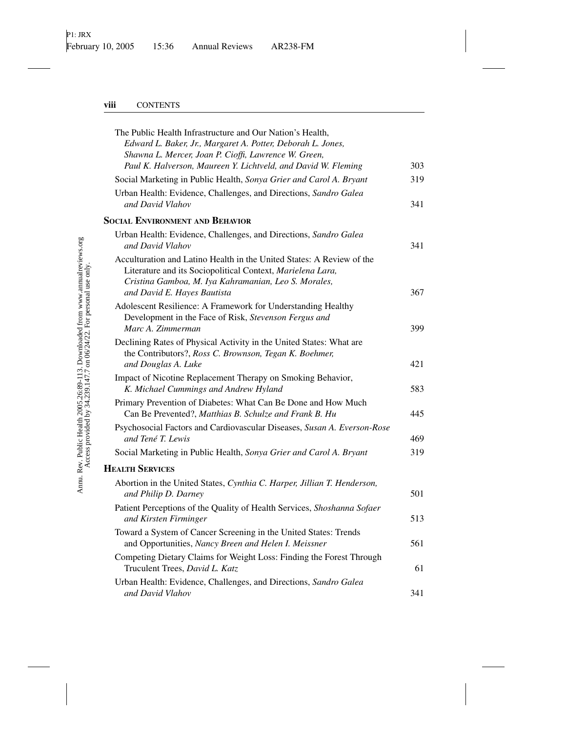The Public Health Infrastructure and Our Nation's Health, *Edward L. Baker, Jr., Margaret A. Potter, Deborah L. Jones, Shawna L. Mercer, Joan P. Cioffi, Lawrence W. Green, Paul K. Halverson, Maureen Y. Lichtveld, and David W. Fleming* 303

Social Marketing in Public Health, *Sonya Grier and Carol A. Bryant* 319

Urban Health: Evidence, Challenges, and Directions, *Sandro Galea and David Vlahov* 341

## Social Environment and Behavior

Urban Health: Evidence, Challenges, and Directions, *Sandro Galea and David Vlahov* 341

Acculturation and Latino Health in the United States: A Review of the Literature and its Sociopolitical Context, *Marielena Lara, Cristina Gamboa, M. Iya Kahramanian, Leo S. Morales, and David E. Hayes Bautista* 367

Adolescent Resilience: A Framework for Understanding Healthy Development in the Face of Risk, *Stevenson Fergus and Marc A. Zimmerman* 399

Declining Rates of Physical Activity in the United States: What are the Contributors?, *Ross C. Brownson, Tegan K. Boehmer, and Douglas A. Luke* 421

Impact of Nicotine Replacement Therapy on Smoking Behavior, *K. Michael Cummings and Andrew Hyland* 583

Primary Prevention of Diabetes: What Can Be Done and How Much Can Be Prevented?, *Matthias B. Schulze and Frank B. Hu* 445

Psychosocial Factors and Cardiovascular Diseases, *Susan A. Everson-Rose and Tené T. Lewis* 469

Social Marketing in Public Health, *Sonya Grier and Carol A. Bryant* 319

## Health Services

Abortion in the United States, *Cynthia C. Harper, Jillian T. Henderson, and Philip D. Darney* 501

Patient Perceptions of the Quality of Health Services, *Shoshanna Sofaer and Kirsten Firminger* 513

Toward a System of Cancer Screening in the United States: Trends and Opportunities, *Nancy Breen and Helen I. Meissner* 561

Competing Dietary Claims for Weight Loss: Finding the Forest Through Truculent Trees, *David L. Katz* 61

Urban Health: Evidence, Challenges, and Directions, *Sandro Galea and David Vlahov* 341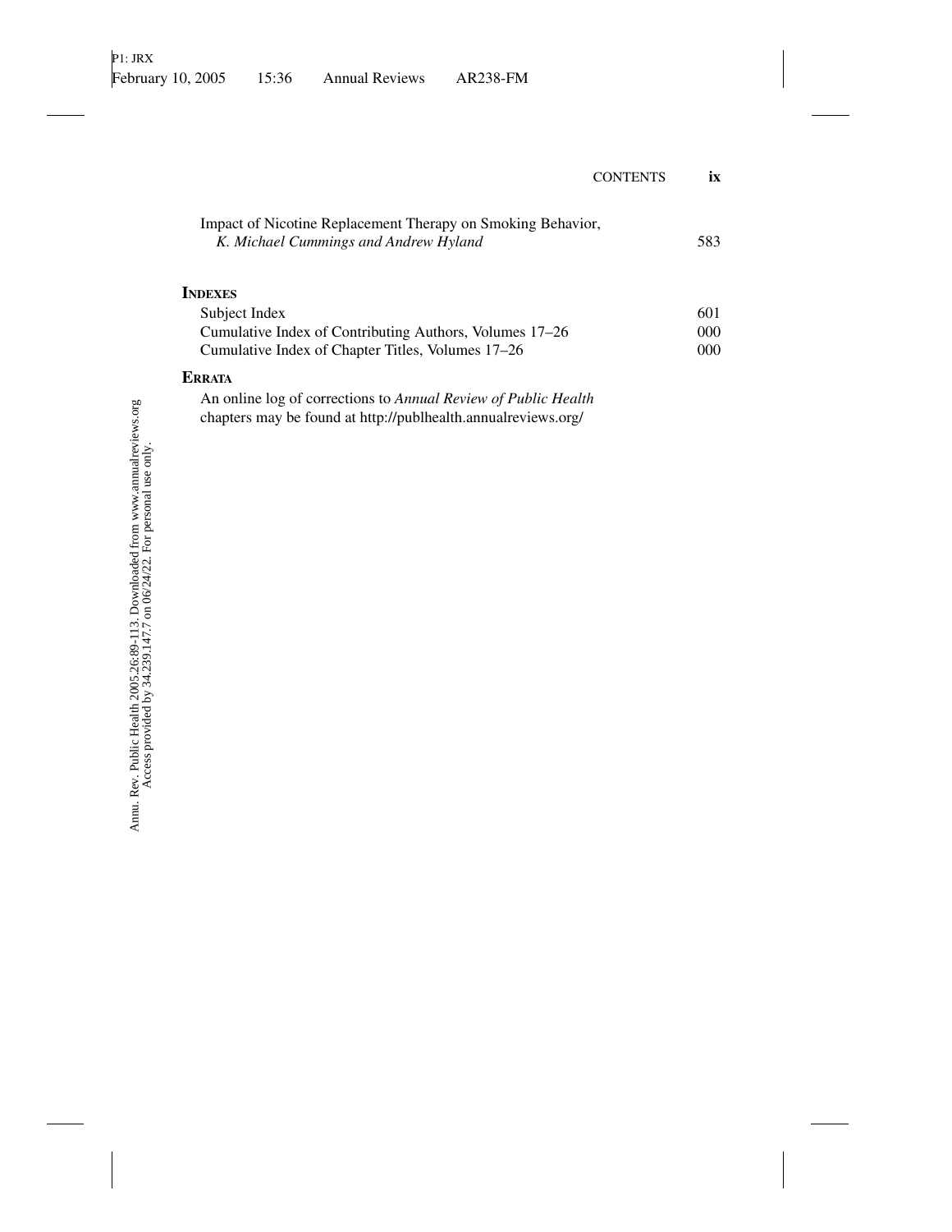Impact of Nicotine Replacement Therapy on Smoking Behavior,
*K. Michael Cummings and Andrew Hyland* 583

## INDEXES

Subject Index 601
Cumulative Index of Contributing Authors, Volumes 17–26 000
Cumulative Index of Chapter Titles, Volumes 17–26 000

## ERRATA

An online log of corrections to *Annual Review of Public Health* chapters may be found at http://publhealth.annualreviews.org/